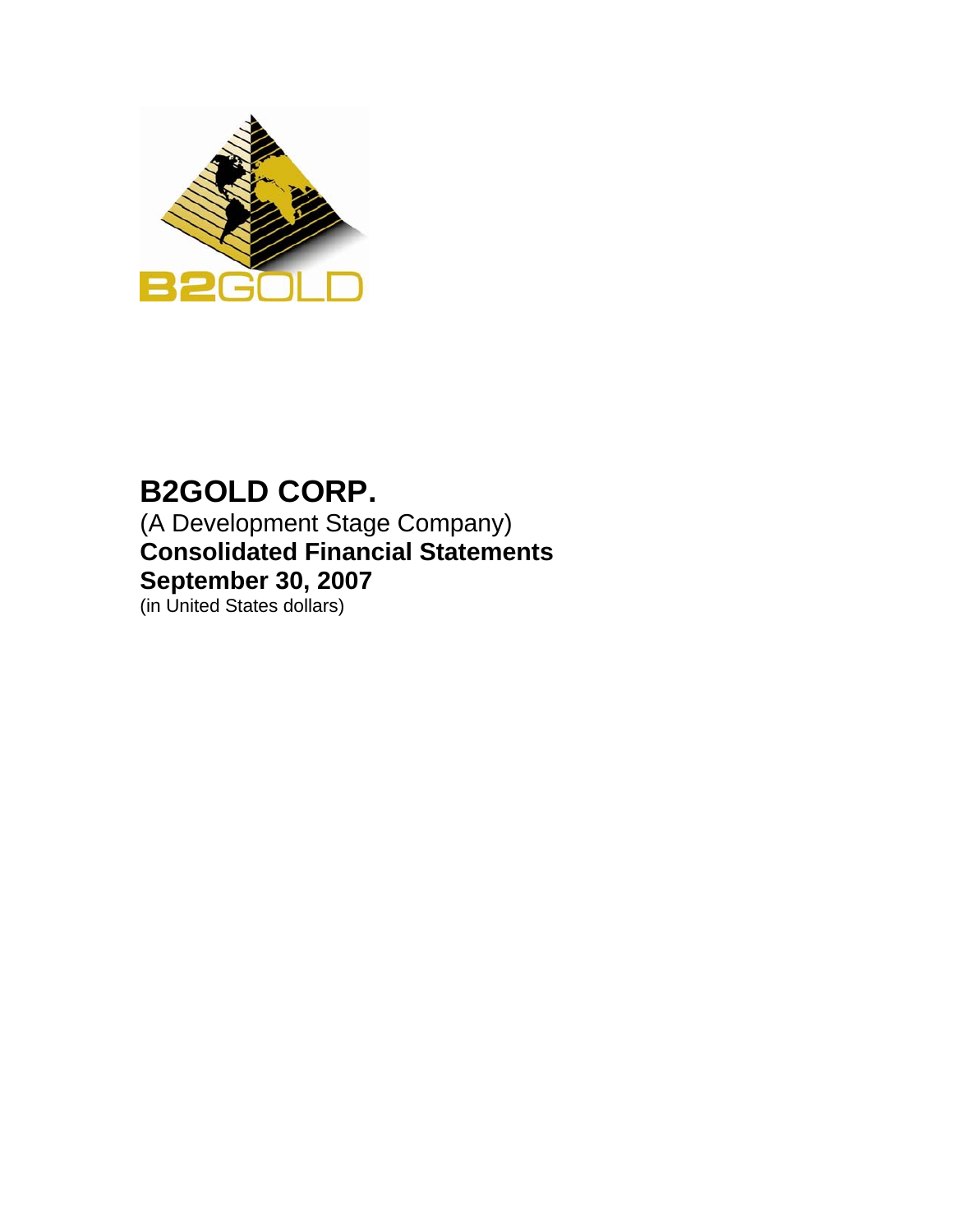# B2GOLD CORP.

(A Development Stage Company)

**Consolidated Financial Statements**

**September 30, 2007**

(in United States dollars)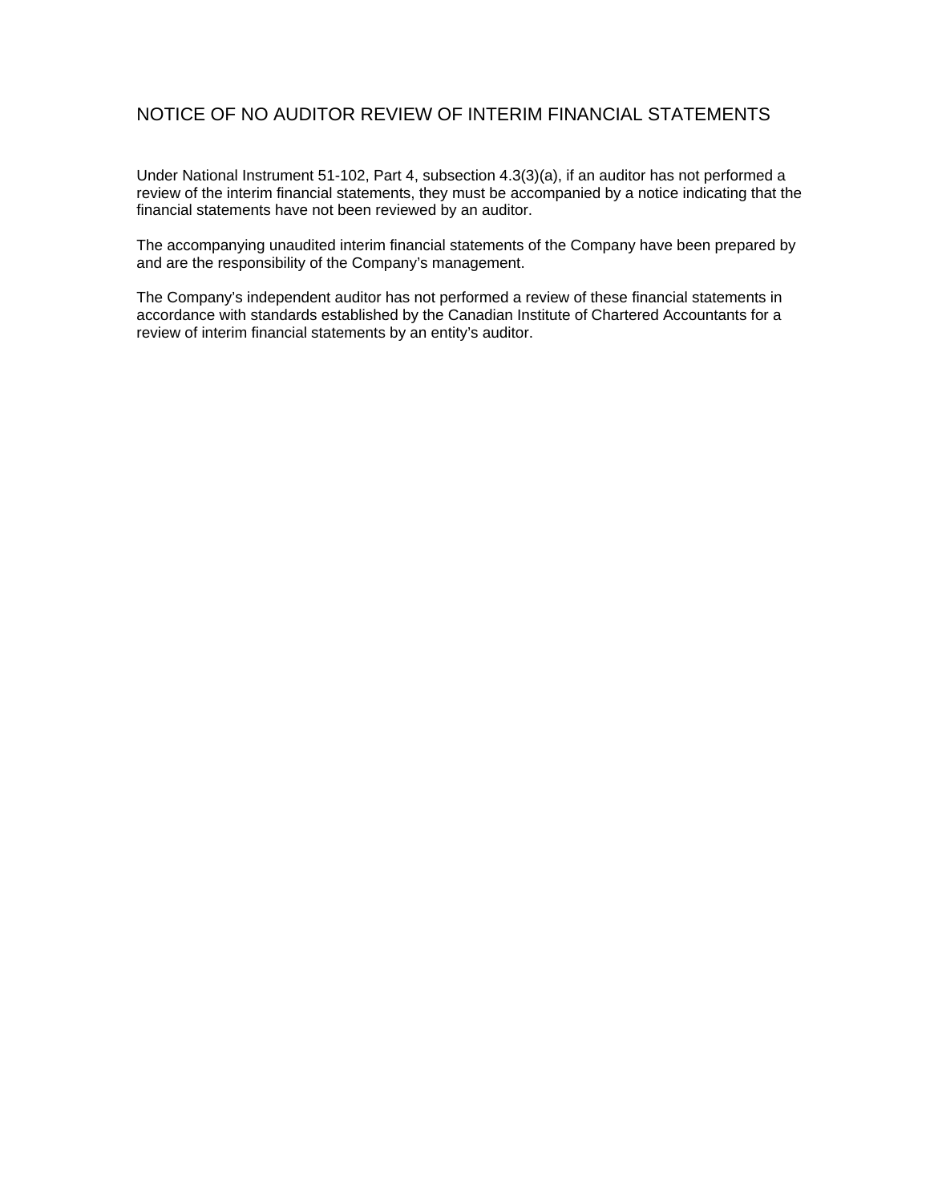# NOTICE OF NO AUDITOR REVIEW OF INTERIM FINANCIAL STATEMENTS

Under National Instrument 51-102, Part 4, subsection 4.3(3)(a), if an auditor has not performed a review of the interim financial statements, they must be accompanied by a notice indicating that the financial statements have not been reviewed by an auditor.

The accompanying unaudited interim financial statements of the Company have been prepared by and are the responsibility of the Company's management.

The Company's independent auditor has not performed a review of these financial statements in accordance with standards established by the Canadian Institute of Chartered Accountants for a review of interim financial statements by an entity's auditor.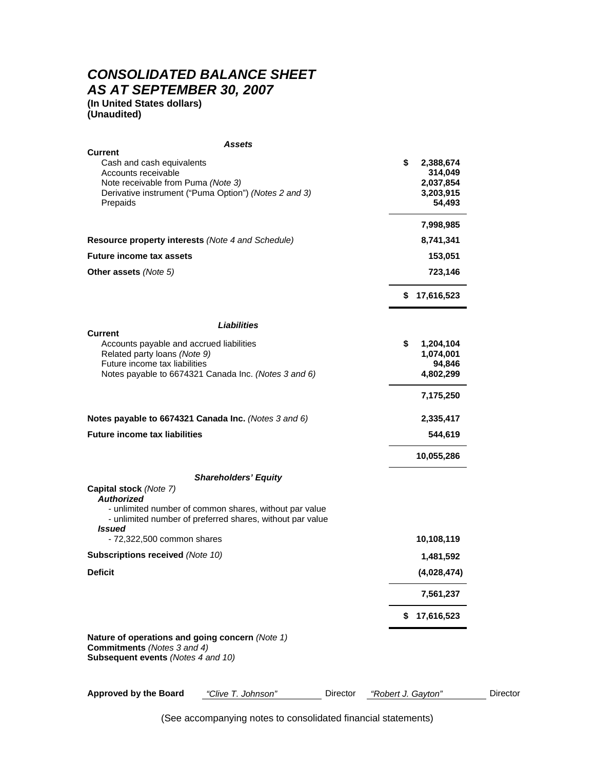# *CONSOLIDATED BALANCE SHEET*
# *AS AT SEPTEMBER 30, 2007*

**(In United States dollars)**
**(Unaudited)**

| | |
|---|---|
| ***Assets*** | |
| **Current** | |
| Cash and cash equivalents | $ 2,388,674 |
| Accounts receivable | 314,049 |
| Note receivable from Puma *(Note 3)* | 2,037,854 |
| Derivative instrument ("Puma Option") *(Notes 2 and 3)* | 3,203,915 |
| Prepaids | 54,493 |
| | 7,998,985 |
| **Resource property interests** *(Note 4 and Schedule)* | 8,741,341 |
| **Future income tax assets** | 153,051 |
| **Other assets** *(Note 5)* | 723,146 |
| | $ 17,616,523 |
| ***Liabilities*** | |
| **Current** | |
| Accounts payable and accrued liabilities | $ 1,204,104 |
| Related party loans *(Note 9)* | 1,074,001 |
| Future income tax liabilities | 94,846 |
| Notes payable to 6674321 Canada Inc. *(Notes 3 and 6)* | 4,802,299 |
| | 7,175,250 |
| **Notes payable to 6674321 Canada Inc.** *(Notes 3 and 6)* | 2,335,417 |
| **Future income tax liabilities** | 544,619 |
| | 10,055,286 |
| ***Shareholders' Equity*** | |
| **Capital stock** *(Note 7)* | |
| ***Authorized*** | |
| - unlimited number of common shares, without par value | |
| - unlimited number of preferred shares, without par value | |
| ***Issued*** | |
| - 72,322,500 common shares | 10,108,119 |
| **Subscriptions received** *(Note 10)* | 1,481,592 |
| **Deficit** | (4,028,474) |
| | 7,561,237 |
| | $ 17,616,523 |

**Nature of operations and going concern** *(Note 1)*
**Commitments** *(Notes 3 and 4)*
**Subsequent events** *(Notes 4 and 10)*

**Approved by the Board** *"Clive T. Johnson"* Director *"Robert J. Gayton"* Director

(See accompanying notes to consolidated financial statements)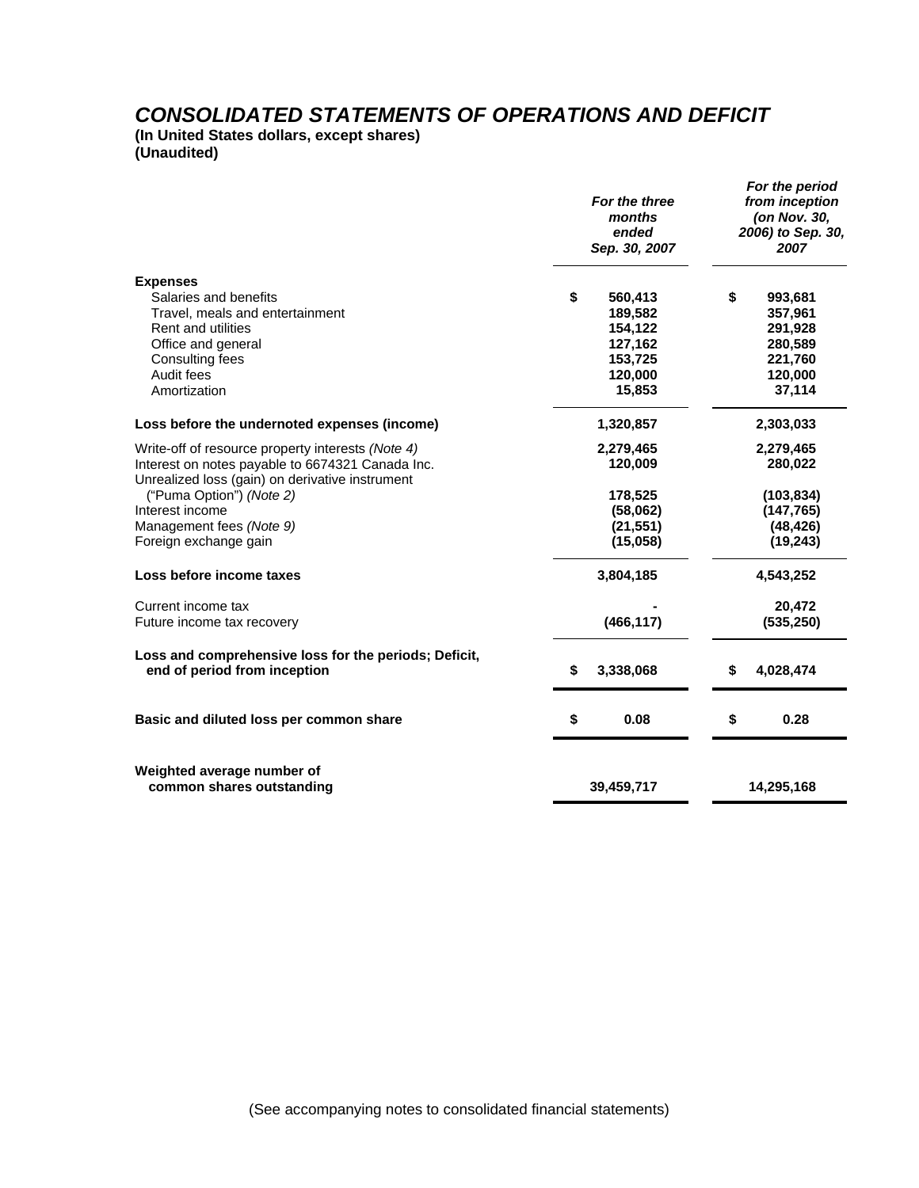# *CONSOLIDATED STATEMENTS OF OPERATIONS AND DEFICIT*

**(In United States dollars, except shares)**
**(Unaudited)**

| | *For the three months ended Sep. 30, 2007* | *For the period from inception (on Nov. 30, 2006) to Sep. 30, 2007* |
|---|---|---|
| **Expenses** | | |
| Salaries and benefits | $ 560,413 | $ 993,681 |
| Travel, meals and entertainment | 189,582 | 357,961 |
| Rent and utilities | 154,122 | 291,928 |
| Office and general | 127,162 | 280,589 |
| Consulting fees | 153,725 | 221,760 |
| Audit fees | 120,000 | 120,000 |
| Amortization | 15,853 | 37,114 |
| **Loss before the undernoted expenses (income)** | 1,320,857 | 2,303,033 |
| Write-off of resource property interests *(Note 4)* | 2,279,465 | 2,279,465 |
| Interest on notes payable to 6674321 Canada Inc. | 120,009 | 280,022 |
| Unrealized loss (gain) on derivative instrument ("Puma Option") *(Note 2)* | 178,525 | (103,834) |
| Interest income | (58,062) | (147,765) |
| Management fees *(Note 9)* | (21,551) | (48,426) |
| Foreign exchange gain | (15,058) | (19,243) |
| **Loss before income taxes** | 3,804,185 | 4,543,252 |
| Current income tax | - | 20,472 |
| Future income tax recovery | (466,117) | (535,250) |
| **Loss and comprehensive loss for the periods; Deficit, end of period from inception** | $ 3,338,068 | $ 4,028,474 |
| **Basic and diluted loss per common share** | $ 0.08 | $ 0.28 |
| **Weighted average number of common shares outstanding** | 39,459,717 | 14,295,168 |

(See accompanying notes to consolidated financial statements)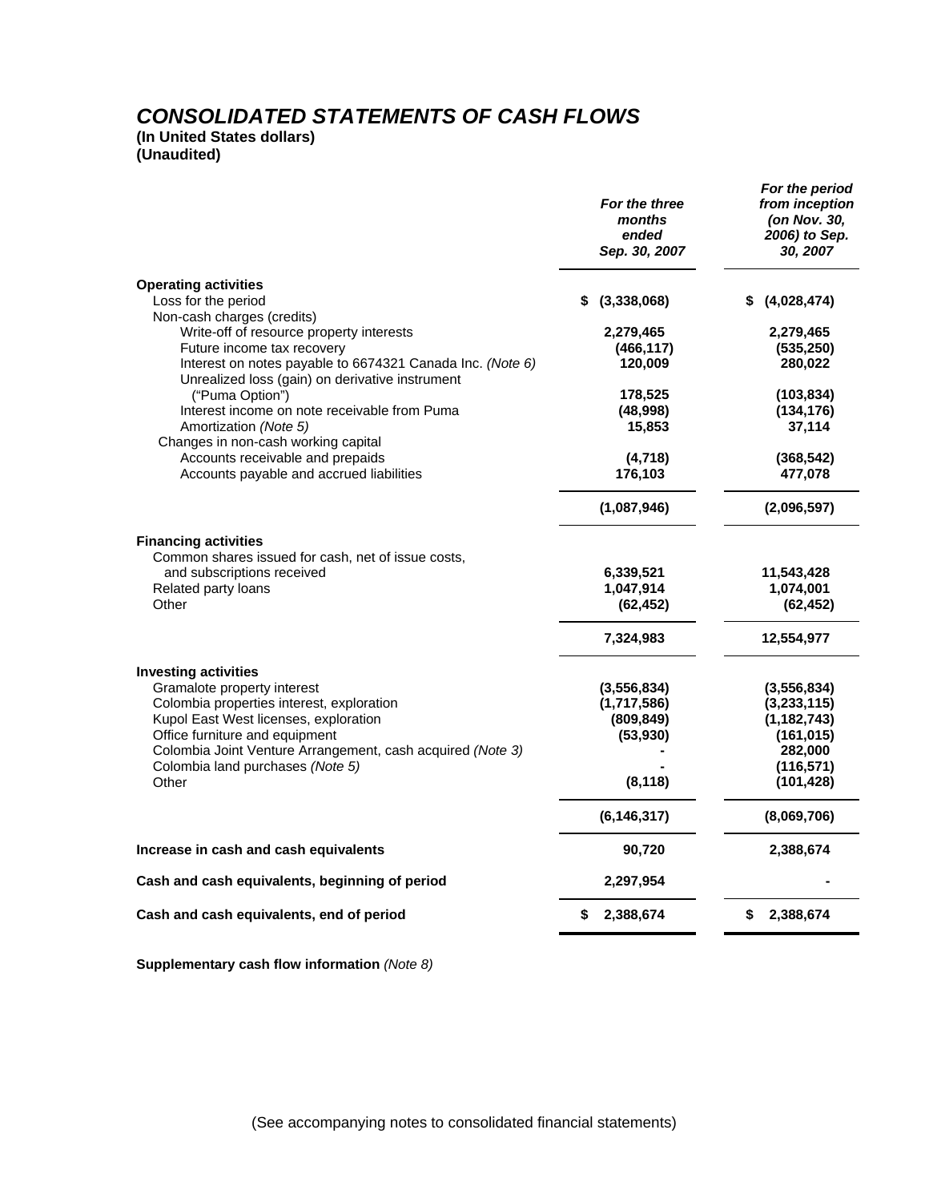# *CONSOLIDATED STATEMENTS OF CASH FLOWS*

**(In United States dollars)**
**(Unaudited)**

| | *For the three months ended Sep. 30, 2007* | *For the period from inception (on Nov. 30, 2006) to Sep. 30, 2007* |
|---|---|---|
| **Operating activities** | | |
| Loss for the period | $ (3,338,068) | $ (4,028,474) |
| Non-cash charges (credits) | | |
| Write-off of resource property interests | 2,279,465 | 2,279,465 |
| Future income tax recovery | (466,117) | (535,250) |
| Interest on notes payable to 6674321 Canada Inc. *(Note 6)* | 120,009 | 280,022 |
| Unrealized loss (gain) on derivative instrument ("Puma Option") | 178,525 | (103,834) |
| Interest income on note receivable from Puma | (48,998) | (134,176) |
| Amortization *(Note 5)* | 15,853 | 37,114 |
| Changes in non-cash working capital | | |
| Accounts receivable and prepaids | (4,718) | (368,542) |
| Accounts payable and accrued liabilities | 176,103 | 477,078 |
| | (1,087,946) | (2,096,597) |
| **Financing activities** | | |
| Common shares issued for cash, net of issue costs, and subscriptions received | 6,339,521 | 11,543,428 |
| Related party loans | 1,047,914 | 1,074,001 |
| Other | (62,452) | (62,452) |
| | 7,324,983 | 12,554,977 |
| **Investing activities** | | |
| Gramalote property interest | (3,556,834) | (3,556,834) |
| Colombia properties interest, exploration | (1,717,586) | (3,233,115) |
| Kupol East West licenses, exploration | (809,849) | (1,182,743) |
| Office furniture and equipment | (53,930) | (161,015) |
| Colombia Joint Venture Arrangement, cash acquired *(Note 3)* | - | 282,000 |
| Colombia land purchases *(Note 5)* | - | (116,571) |
| Other | (8,118) | (101,428) |
| | (6,146,317) | (8,069,706) |
| **Increase in cash and cash equivalents** | 90,720 | 2,388,674 |
| **Cash and cash equivalents, beginning of period** | 2,297,954 | - |
| **Cash and cash equivalents, end of period** | $ 2,388,674 | $ 2,388,674 |

**Supplementary cash flow information** *(Note 8)*

(See accompanying notes to consolidated financial statements)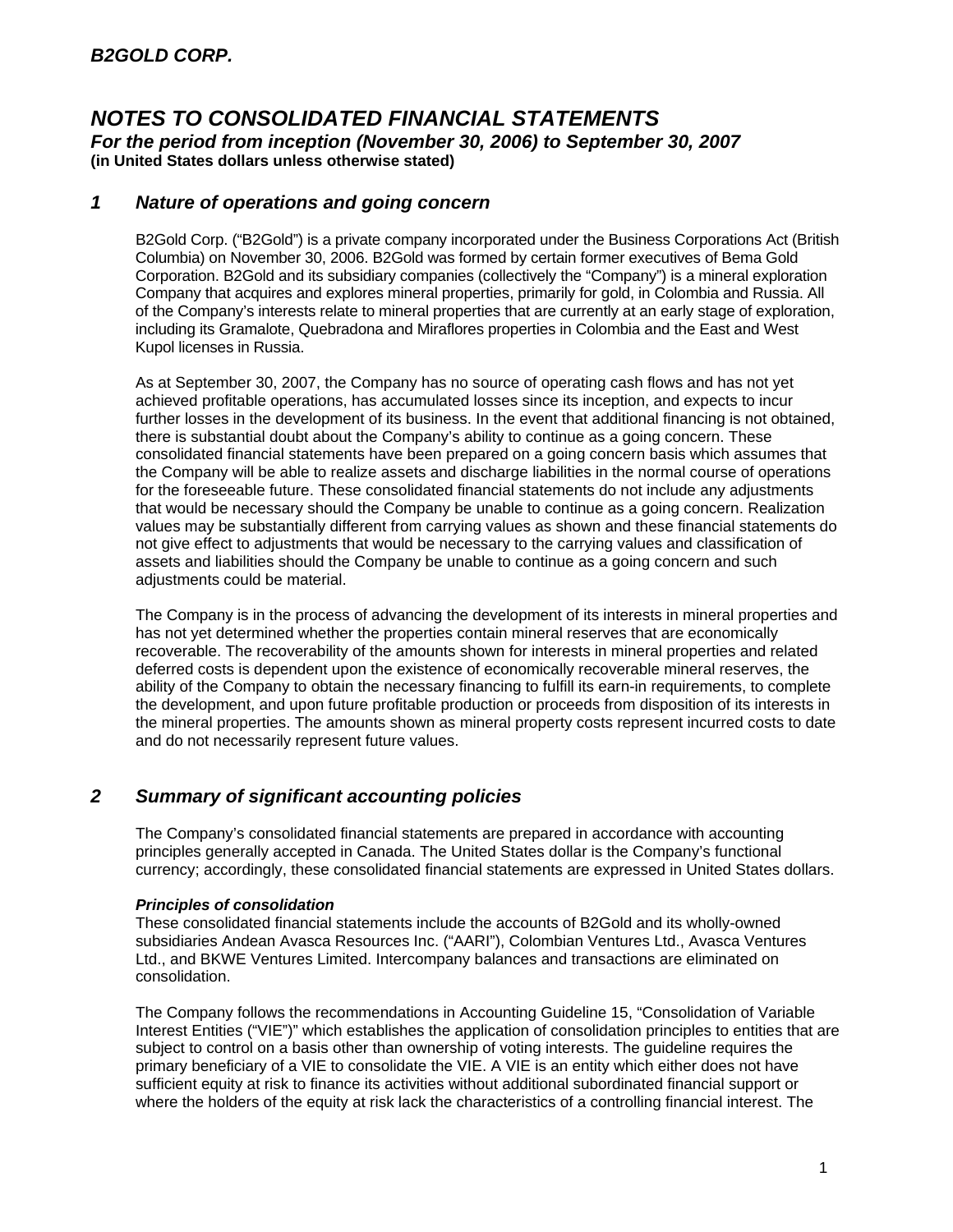# NOTES TO CONSOLIDATED FINANCIAL STATEMENTS

***For the period from inception (November 30, 2006) to September 30, 2007***

**(in United States dollars unless otherwise stated)**

## *1 Nature of operations and going concern*

B2Gold Corp. ("B2Gold") is a private company incorporated under the Business Corporations Act (British Columbia) on November 30, 2006. B2Gold was formed by certain former executives of Bema Gold Corporation. B2Gold and its subsidiary companies (collectively the "Company") is a mineral exploration Company that acquires and explores mineral properties, primarily for gold, in Colombia and Russia. All of the Company's interests relate to mineral properties that are currently at an early stage of exploration, including its Gramalote, Quebradona and Miraflores properties in Colombia and the East and West Kupol licenses in Russia.

As at September 30, 2007, the Company has no source of operating cash flows and has not yet achieved profitable operations, has accumulated losses since its inception, and expects to incur further losses in the development of its business. In the event that additional financing is not obtained, there is substantial doubt about the Company's ability to continue as a going concern. These consolidated financial statements have been prepared on a going concern basis which assumes that the Company will be able to realize assets and discharge liabilities in the normal course of operations for the foreseeable future. These consolidated financial statements do not include any adjustments that would be necessary should the Company be unable to continue as a going concern. Realization values may be substantially different from carrying values as shown and these financial statements do not give effect to adjustments that would be necessary to the carrying values and classification of assets and liabilities should the Company be unable to continue as a going concern and such adjustments could be material.

The Company is in the process of advancing the development of its interests in mineral properties and has not yet determined whether the properties contain mineral reserves that are economically recoverable. The recoverability of the amounts shown for interests in mineral properties and related deferred costs is dependent upon the existence of economically recoverable mineral reserves, the ability of the Company to obtain the necessary financing to fulfill its earn-in requirements, to complete the development, and upon future profitable production or proceeds from disposition of its interests in the mineral properties. The amounts shown as mineral property costs represent incurred costs to date and do not necessarily represent future values.

## *2 Summary of significant accounting policies*

The Company's consolidated financial statements are prepared in accordance with accounting principles generally accepted in Canada. The United States dollar is the Company's functional currency; accordingly, these consolidated financial statements are expressed in United States dollars.

***Principles of consolidation***

These consolidated financial statements include the accounts of B2Gold and its wholly-owned subsidiaries Andean Avasca Resources Inc. ("AARI"), Colombian Ventures Ltd., Avasca Ventures Ltd., and BKWE Ventures Limited. Intercompany balances and transactions are eliminated on consolidation.

The Company follows the recommendations in Accounting Guideline 15, "Consolidation of Variable Interest Entities ("VIE")" which establishes the application of consolidation principles to entities that are subject to control on a basis other than ownership of voting interests. The guideline requires the primary beneficiary of a VIE to consolidate the VIE. A VIE is an entity which either does not have sufficient equity at risk to finance its activities without additional subordinated financial support or where the holders of the equity at risk lack the characteristics of a controlling financial interest. The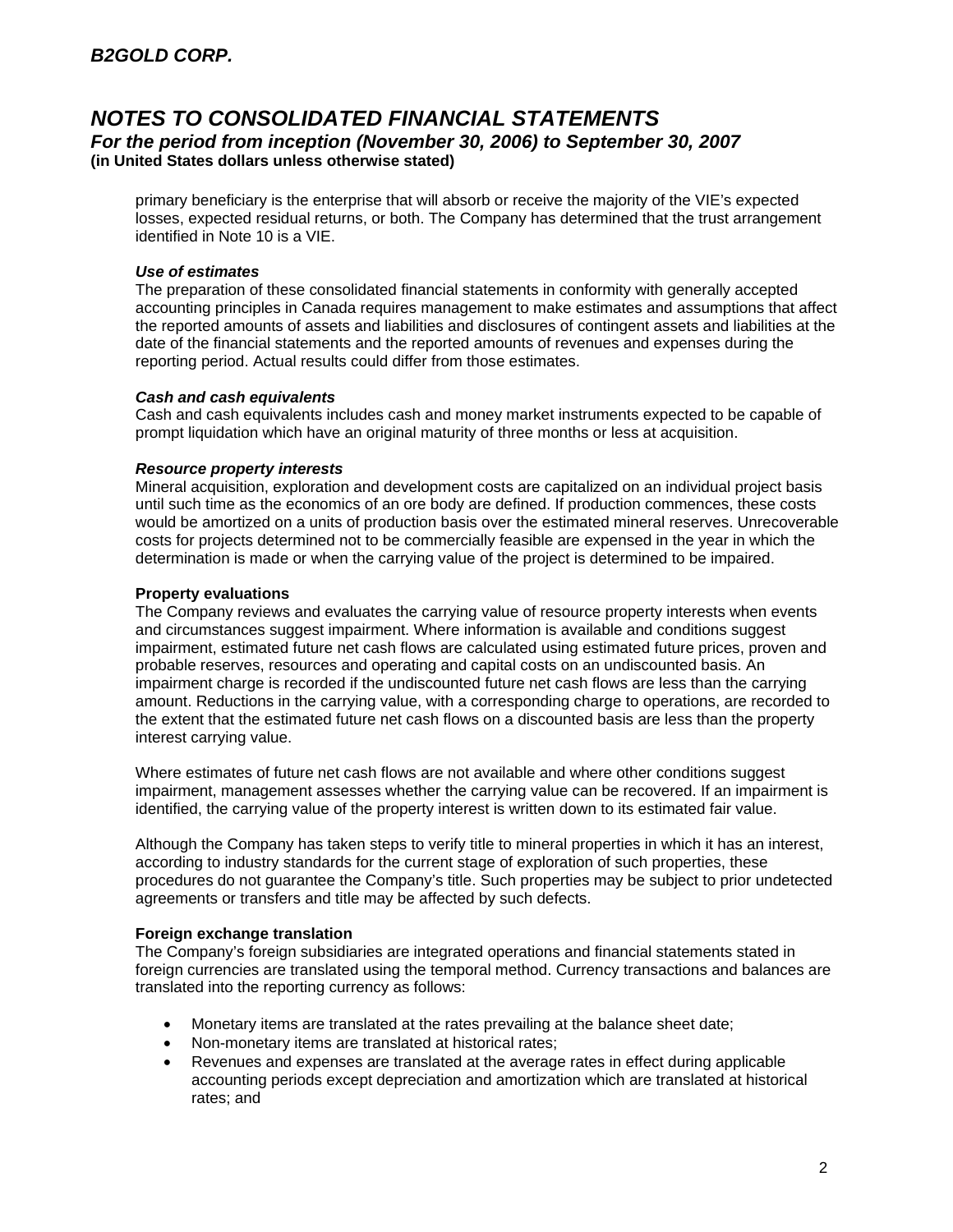primary beneficiary is the enterprise that will absorb or receive the majority of the VIE's expected losses, expected residual returns, or both. The Company has determined that the trust arrangement identified in Note 10 is a VIE.

***Use of estimates***

The preparation of these consolidated financial statements in conformity with generally accepted accounting principles in Canada requires management to make estimates and assumptions that affect the reported amounts of assets and liabilities and disclosures of contingent assets and liabilities at the date of the financial statements and the reported amounts of revenues and expenses during the reporting period. Actual results could differ from those estimates.

***Cash and cash equivalents***

Cash and cash equivalents includes cash and money market instruments expected to be capable of prompt liquidation which have an original maturity of three months or less at acquisition.

***Resource property interests***

Mineral acquisition, exploration and development costs are capitalized on an individual project basis until such time as the economics of an ore body are defined. If production commences, these costs would be amortized on a units of production basis over the estimated mineral reserves. Unrecoverable costs for projects determined not to be commercially feasible are expensed in the year in which the determination is made or when the carrying value of the project is determined to be impaired.

**Property evaluations**

The Company reviews and evaluates the carrying value of resource property interests when events and circumstances suggest impairment. Where information is available and conditions suggest impairment, estimated future net cash flows are calculated using estimated future prices, proven and probable reserves, resources and operating and capital costs on an undiscounted basis. An impairment charge is recorded if the undiscounted future net cash flows are less than the carrying amount. Reductions in the carrying value, with a corresponding charge to operations, are recorded to the extent that the estimated future net cash flows on a discounted basis are less than the property interest carrying value.

Where estimates of future net cash flows are not available and where other conditions suggest impairment, management assesses whether the carrying value can be recovered. If an impairment is identified, the carrying value of the property interest is written down to its estimated fair value.

Although the Company has taken steps to verify title to mineral properties in which it has an interest, according to industry standards for the current stage of exploration of such properties, these procedures do not guarantee the Company's title. Such properties may be subject to prior undetected agreements or transfers and title may be affected by such defects.

**Foreign exchange translation**

The Company's foreign subsidiaries are integrated operations and financial statements stated in foreign currencies are translated using the temporal method. Currency transactions and balances are translated into the reporting currency as follows:

- Monetary items are translated at the rates prevailing at the balance sheet date;
- Non-monetary items are translated at historical rates;
- Revenues and expenses are translated at the average rates in effect during applicable accounting periods except depreciation and amortization which are translated at historical rates; and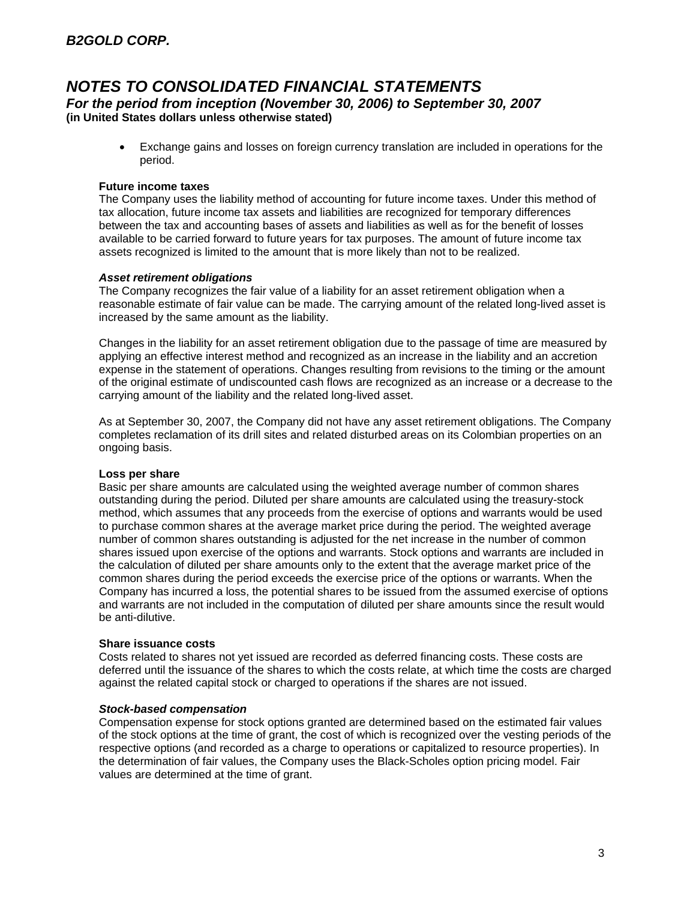- Exchange gains and losses on foreign currency translation are included in operations for the period.

**Future income taxes**
The Company uses the liability method of accounting for future income taxes. Under this method of tax allocation, future income tax assets and liabilities are recognized for temporary differences between the tax and accounting bases of assets and liabilities as well as for the benefit of losses available to be carried forward to future years for tax purposes. The amount of future income tax assets recognized is limited to the amount that is more likely than not to be realized.

***Asset retirement obligations***
The Company recognizes the fair value of a liability for an asset retirement obligation when a reasonable estimate of fair value can be made. The carrying amount of the related long-lived asset is increased by the same amount as the liability.

Changes in the liability for an asset retirement obligation due to the passage of time are measured by applying an effective interest method and recognized as an increase in the liability and an accretion expense in the statement of operations. Changes resulting from revisions to the timing or the amount of the original estimate of undiscounted cash flows are recognized as an increase or a decrease to the carrying amount of the liability and the related long-lived asset.

As at September 30, 2007, the Company did not have any asset retirement obligations. The Company completes reclamation of its drill sites and related disturbed areas on its Colombian properties on an ongoing basis.

**Loss per share**
Basic per share amounts are calculated using the weighted average number of common shares outstanding during the period. Diluted per share amounts are calculated using the treasury-stock method, which assumes that any proceeds from the exercise of options and warrants would be used to purchase common shares at the average market price during the period. The weighted average number of common shares outstanding is adjusted for the net increase in the number of common shares issued upon exercise of the options and warrants. Stock options and warrants are included in the calculation of diluted per share amounts only to the extent that the average market price of the common shares during the period exceeds the exercise price of the options or warrants. When the Company has incurred a loss, the potential shares to be issued from the assumed exercise of options and warrants are not included in the computation of diluted per share amounts since the result would be anti-dilutive.

**Share issuance costs**
Costs related to shares not yet issued are recorded as deferred financing costs. These costs are deferred until the issuance of the shares to which the costs relate, at which time the costs are charged against the related capital stock or charged to operations if the shares are not issued.

***Stock-based compensation***
Compensation expense for stock options granted are determined based on the estimated fair values of the stock options at the time of grant, the cost of which is recognized over the vesting periods of the respective options (and recorded as a charge to operations or capitalized to resource properties). In the determination of fair values, the Company uses the Black-Scholes option pricing model. Fair values are determined at the time of grant.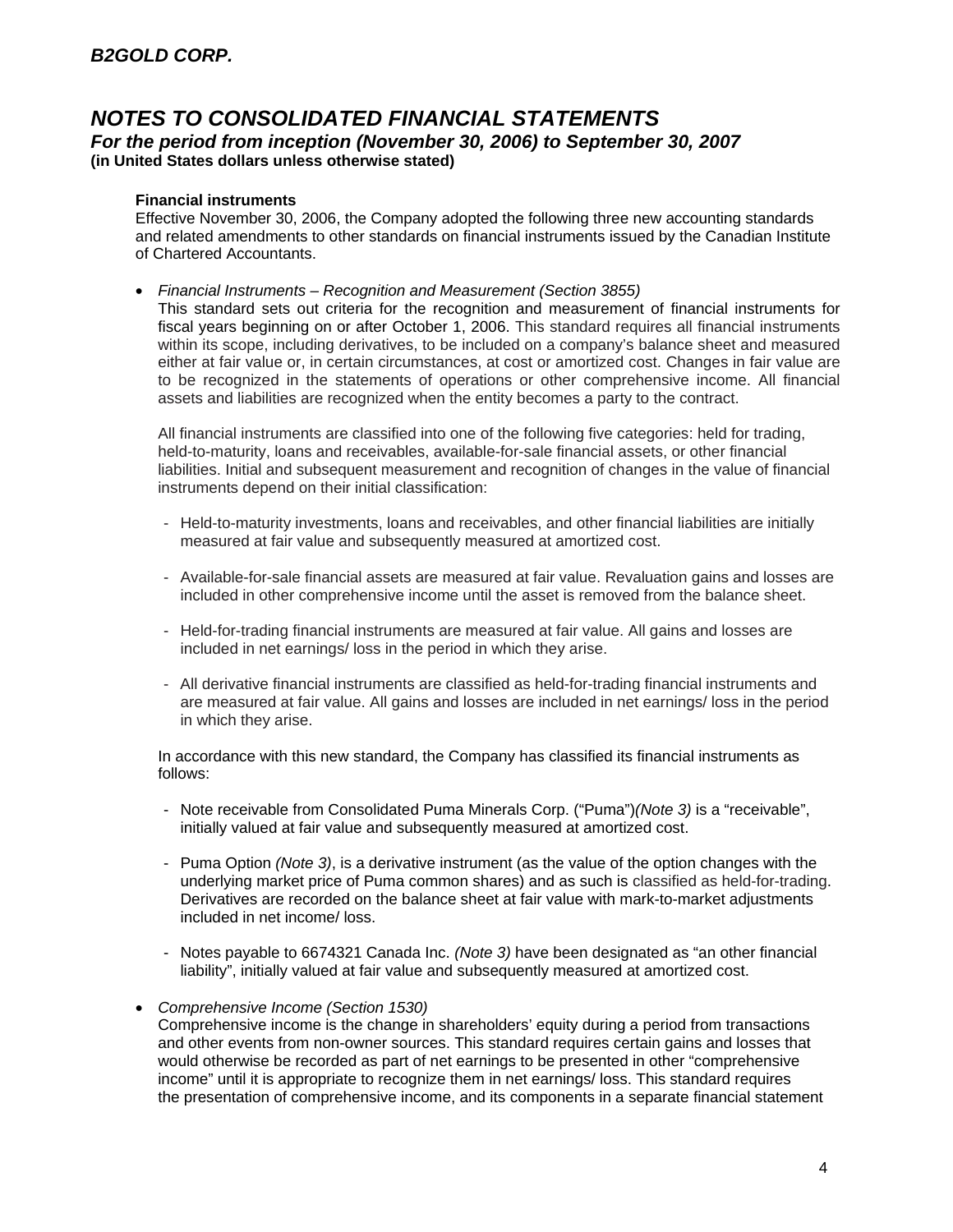**Financial instruments**

Effective November 30, 2006, the Company adopted the following three new accounting standards and related amendments to other standards on financial instruments issued by the Canadian Institute of Chartered Accountants.

- *Financial Instruments – Recognition and Measurement (Section 3855)*

  This standard sets out criteria for the recognition and measurement of financial instruments for fiscal years beginning on or after October 1, 2006. This standard requires all financial instruments within its scope, including derivatives, to be included on a company's balance sheet and measured either at fair value or, in certain circumstances, at cost or amortized cost. Changes in fair value are to be recognized in the statements of operations or other comprehensive income. All financial assets and liabilities are recognized when the entity becomes a party to the contract.

  All financial instruments are classified into one of the following five categories: held for trading, held-to-maturity, loans and receivables, available-for-sale financial assets, or other financial liabilities. Initial and subsequent measurement and recognition of changes in the value of financial instruments depend on their initial classification:

  - Held-to-maturity investments, loans and receivables, and other financial liabilities are initially measured at fair value and subsequently measured at amortized cost.
  - Available-for-sale financial assets are measured at fair value. Revaluation gains and losses are included in other comprehensive income until the asset is removed from the balance sheet.
  - Held-for-trading financial instruments are measured at fair value. All gains and losses are included in net earnings/ loss in the period in which they arise.
  - All derivative financial instruments are classified as held-for-trading financial instruments and are measured at fair value. All gains and losses are included in net earnings/ loss in the period in which they arise.

  In accordance with this new standard, the Company has classified its financial instruments as follows:

  - Note receivable from Consolidated Puma Minerals Corp. ("Puma")*(Note 3)* is a "receivable", initially valued at fair value and subsequently measured at amortized cost.
  - Puma Option *(Note 3)*, is a derivative instrument (as the value of the option changes with the underlying market price of Puma common shares) and as such is classified as held-for-trading. Derivatives are recorded on the balance sheet at fair value with mark-to-market adjustments included in net income/ loss.
  - Notes payable to 6674321 Canada Inc. *(Note 3)* have been designated as "an other financial liability", initially valued at fair value and subsequently measured at amortized cost.

- *Comprehensive Income (Section 1530)*

  Comprehensive income is the change in shareholders' equity during a period from transactions and other events from non-owner sources. This standard requires certain gains and losses that would otherwise be recorded as part of net earnings to be presented in other "comprehensive income" until it is appropriate to recognize them in net earnings/ loss. This standard requires the presentation of comprehensive income, and its components in a separate financial statement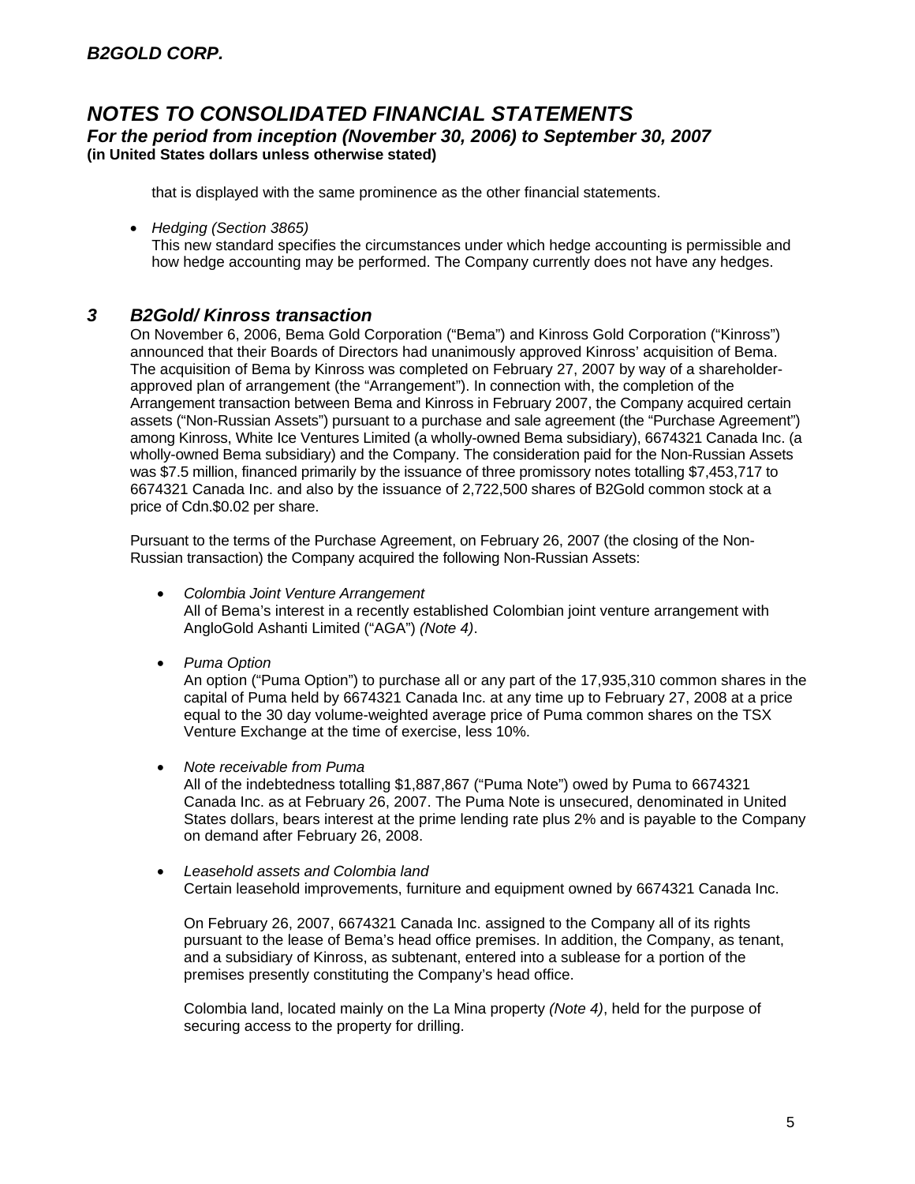that is displayed with the same prominence as the other financial statements.

- *Hedging (Section 3865)*
  This new standard specifies the circumstances under which hedge accounting is permissible and how hedge accounting may be performed. The Company currently does not have any hedges.

## *3 B2Gold/ Kinross transaction*

On November 6, 2006, Bema Gold Corporation ("Bema") and Kinross Gold Corporation ("Kinross") announced that their Boards of Directors had unanimously approved Kinross' acquisition of Bema. The acquisition of Bema by Kinross was completed on February 27, 2007 by way of a shareholder-approved plan of arrangement (the "Arrangement"). In connection with, the completion of the Arrangement transaction between Bema and Kinross in February 2007, the Company acquired certain assets ("Non-Russian Assets") pursuant to a purchase and sale agreement (the "Purchase Agreement") among Kinross, White Ice Ventures Limited (a wholly-owned Bema subsidiary), 6674321 Canada Inc. (a wholly-owned Bema subsidiary) and the Company. The consideration paid for the Non-Russian Assets was $7.5 million, financed primarily by the issuance of three promissory notes totalling $7,453,717 to 6674321 Canada Inc. and also by the issuance of 2,722,500 shares of B2Gold common stock at a price of Cdn.$0.02 per share.

Pursuant to the terms of the Purchase Agreement, on February 26, 2007 (the closing of the Non-Russian transaction) the Company acquired the following Non-Russian Assets:

- *Colombia Joint Venture Arrangement*
  All of Bema's interest in a recently established Colombian joint venture arrangement with AngloGold Ashanti Limited ("AGA") *(Note 4)*.

- *Puma Option*
  An option ("Puma Option") to purchase all or any part of the 17,935,310 common shares in the capital of Puma held by 6674321 Canada Inc. at any time up to February 27, 2008 at a price equal to the 30 day volume-weighted average price of Puma common shares on the TSX Venture Exchange at the time of exercise, less 10%.

- *Note receivable from Puma*
  All of the indebtedness totalling $1,887,867 ("Puma Note") owed by Puma to 6674321 Canada Inc. as at February 26, 2007. The Puma Note is unsecured, denominated in United States dollars, bears interest at the prime lending rate plus 2% and is payable to the Company on demand after February 26, 2008.

- *Leasehold assets and Colombia land*
  Certain leasehold improvements, furniture and equipment owned by 6674321 Canada Inc.

  On February 26, 2007, 6674321 Canada Inc. assigned to the Company all of its rights pursuant to the lease of Bema's head office premises. In addition, the Company, as tenant, and a subsidiary of Kinross, as subtenant, entered into a sublease for a portion of the premises presently constituting the Company's head office.

  Colombia land, located mainly on the La Mina property *(Note 4)*, held for the purpose of securing access to the property for drilling.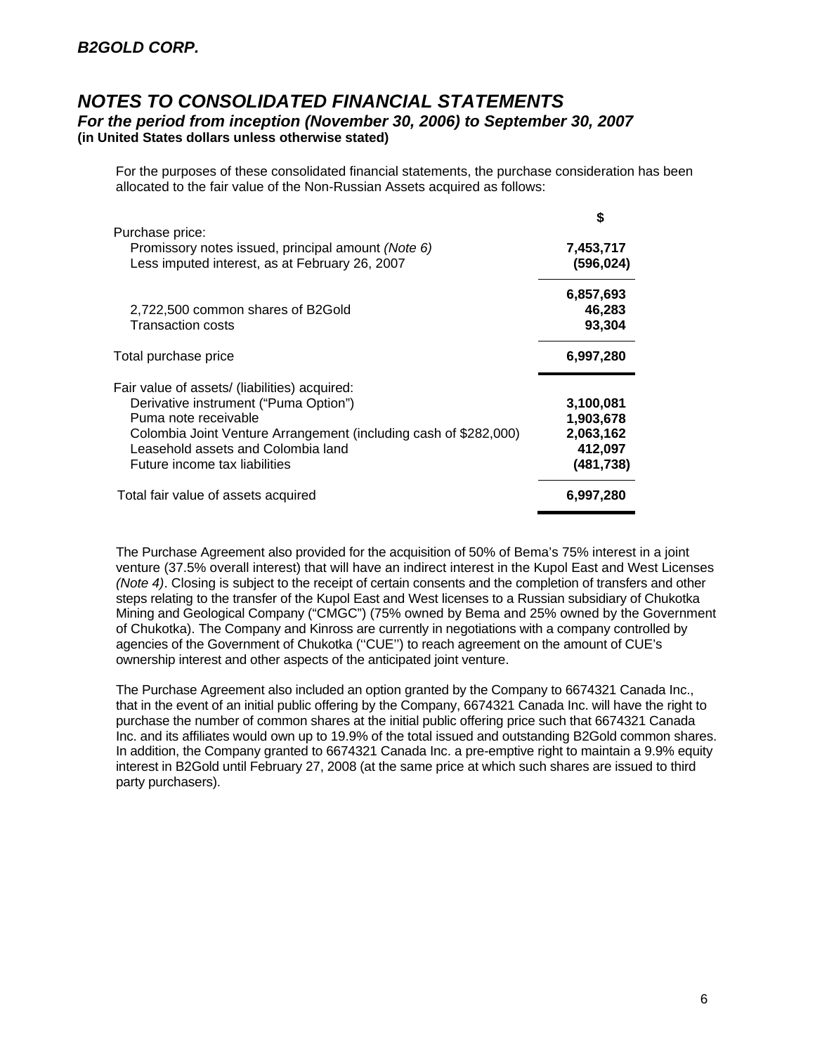# NOTES TO CONSOLIDATED FINANCIAL STATEMENTS

***For the period from inception (November 30, 2006) to September 30, 2007***

**(in United States dollars unless otherwise stated)**

For the purposes of these consolidated financial statements, the purchase consideration has been allocated to the fair value of the Non-Russian Assets acquired as follows:

| | $ |
|---|---|
| Purchase price: | |
| Promissory notes issued, principal amount *(Note 6)* | **7,453,717** |
| Less imputed interest, as at February 26, 2007 | **(596,024)** |
| | **6,857,693** |
| 2,722,500 common shares of B2Gold | **46,283** |
| Transaction costs | **93,304** |
| Total purchase price | **6,997,280** |
| Fair value of assets/ (liabilities) acquired: | |
| Derivative instrument ("Puma Option") | **3,100,081** |
| Puma note receivable | **1,903,678** |
| Colombia Joint Venture Arrangement (including cash of $282,000) | **2,063,162** |
| Leasehold assets and Colombia land | **412,097** |
| Future income tax liabilities | **(481,738)** |
| Total fair value of assets acquired | **6,997,280** |

The Purchase Agreement also provided for the acquisition of 50% of Bema's 75% interest in a joint venture (37.5% overall interest) that will have an indirect interest in the Kupol East and West Licenses *(Note 4)*. Closing is subject to the receipt of certain consents and the completion of transfers and other steps relating to the transfer of the Kupol East and West licenses to a Russian subsidiary of Chukotka Mining and Geological Company ("CMGC") (75% owned by Bema and 25% owned by the Government of Chukotka). The Company and Kinross are currently in negotiations with a company controlled by agencies of the Government of Chukotka (''CUE'') to reach agreement on the amount of CUE's ownership interest and other aspects of the anticipated joint venture.

The Purchase Agreement also included an option granted by the Company to 6674321 Canada Inc., that in the event of an initial public offering by the Company, 6674321 Canada Inc. will have the right to purchase the number of common shares at the initial public offering price such that 6674321 Canada Inc. and its affiliates would own up to 19.9% of the total issued and outstanding B2Gold common shares. In addition, the Company granted to 6674321 Canada Inc. a pre-emptive right to maintain a 9.9% equity interest in B2Gold until February 27, 2008 (at the same price at which such shares are issued to third party purchasers).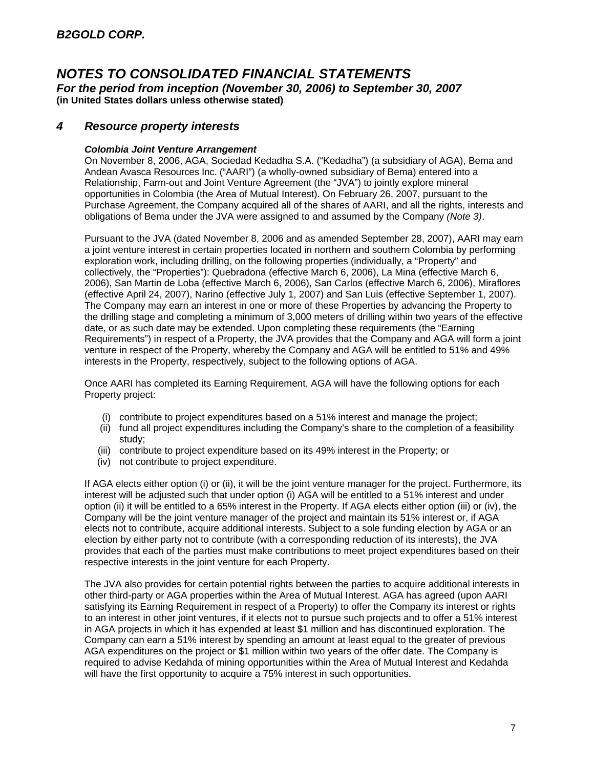## 4 Resource property interests

***Colombia Joint Venture Arrangement***

On November 8, 2006, AGA, Sociedad Kedadha S.A. ("Kedadha") (a subsidiary of AGA), Bema and Andean Avasca Resources Inc. ("AARI") (a wholly-owned subsidiary of Bema) entered into a Relationship, Farm-out and Joint Venture Agreement (the "JVA") to jointly explore mineral opportunities in Colombia (the Area of Mutual Interest). On February 26, 2007, pursuant to the Purchase Agreement, the Company acquired all of the shares of AARI, and all the rights, interests and obligations of Bema under the JVA were assigned to and assumed by the Company *(Note 3)*.

Pursuant to the JVA (dated November 8, 2006 and as amended September 28, 2007), AARI may earn a joint venture interest in certain properties located in northern and southern Colombia by performing exploration work, including drilling, on the following properties (individually, a "Property" and collectively, the "Properties"): Quebradona (effective March 6, 2006), La Mina (effective March 6, 2006), San Martin de Loba (effective March 6, 2006), San Carlos (effective March 6, 2006), Miraflores (effective April 24, 2007), Narino (effective July 1, 2007) and San Luis (effective September 1, 2007). The Company may earn an interest in one or more of these Properties by advancing the Property to the drilling stage and completing a minimum of 3,000 meters of drilling within two years of the effective date, or as such date may be extended. Upon completing these requirements (the "Earning Requirements") in respect of a Property, the JVA provides that the Company and AGA will form a joint venture in respect of the Property, whereby the Company and AGA will be entitled to 51% and 49% interests in the Property, respectively, subject to the following options of AGA.

Once AARI has completed its Earning Requirement, AGA will have the following options for each Property project:

(i) contribute to project expenditures based on a 51% interest and manage the project;
(ii) fund all project expenditures including the Company's share to the completion of a feasibility study;
(iii) contribute to project expenditure based on its 49% interest in the Property; or
(iv) not contribute to project expenditure.

If AGA elects either option (i) or (ii), it will be the joint venture manager for the project. Furthermore, its interest will be adjusted such that under option (i) AGA will be entitled to a 51% interest and under option (ii) it will be entitled to a 65% interest in the Property. If AGA elects either option (iii) or (iv), the Company will be the joint venture manager of the project and maintain its 51% interest or, if AGA elects not to contribute, acquire additional interests. Subject to a sole funding election by AGA or an election by either party not to contribute (with a corresponding reduction of its interests), the JVA provides that each of the parties must make contributions to meet project expenditures based on their respective interests in the joint venture for each Property.

The JVA also provides for certain potential rights between the parties to acquire additional interests in other third-party or AGA properties within the Area of Mutual Interest. AGA has agreed (upon AARI satisfying its Earning Requirement in respect of a Property) to offer the Company its interest or rights to an interest in other joint ventures, if it elects not to pursue such projects and to offer a 51% interest in AGA projects in which it has expended at least $1 million and has discontinued exploration. The Company can earn a 51% interest by spending an amount at least equal to the greater of previous AGA expenditures on the project or $1 million within two years of the offer date. The Company is required to advise Kedahda of mining opportunities within the Area of Mutual Interest and Kedahda will have the first opportunity to acquire a 75% interest in such opportunities.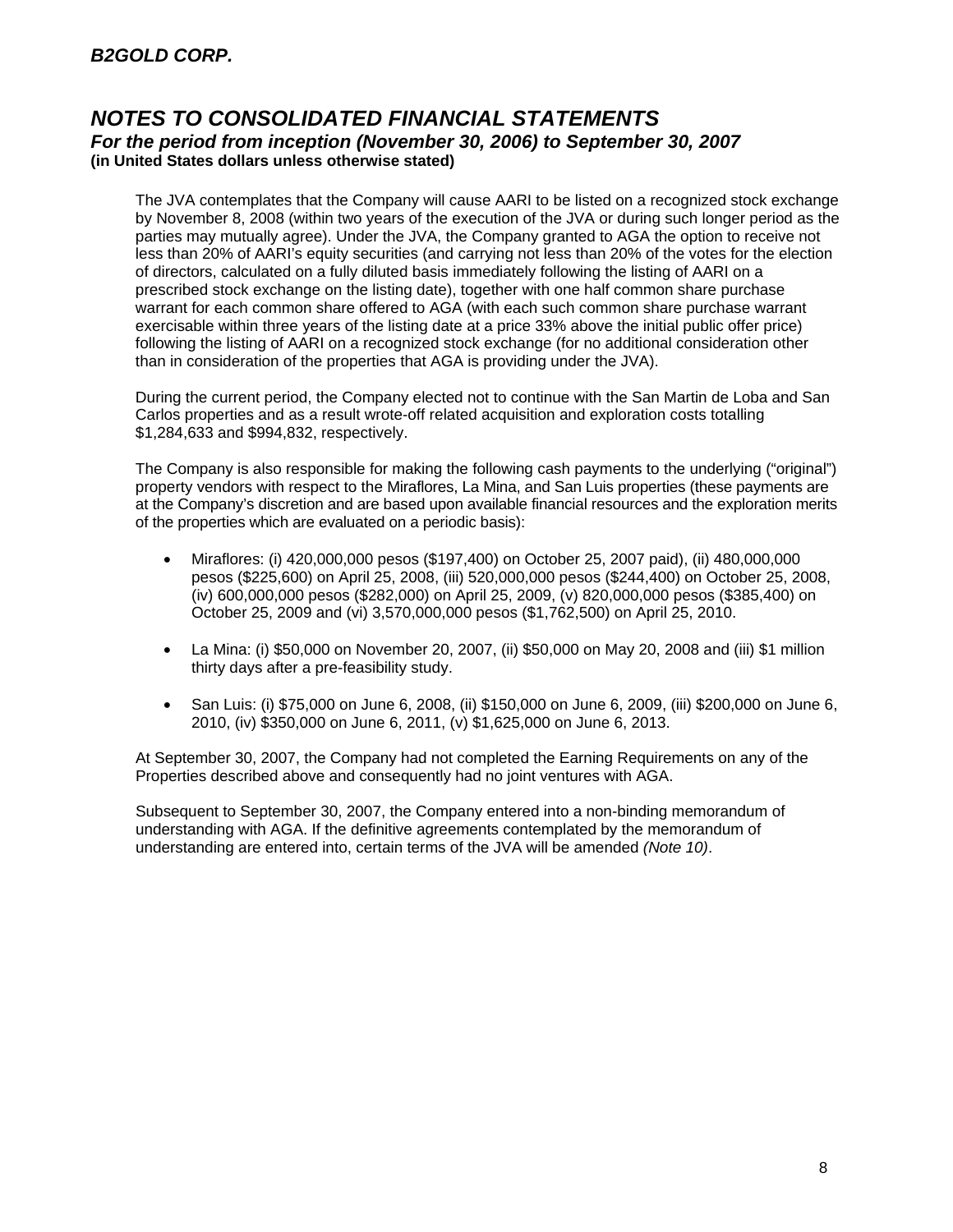The JVA contemplates that the Company will cause AARI to be listed on a recognized stock exchange by November 8, 2008 (within two years of the execution of the JVA or during such longer period as the parties may mutually agree). Under the JVA, the Company granted to AGA the option to receive not less than 20% of AARI's equity securities (and carrying not less than 20% of the votes for the election of directors, calculated on a fully diluted basis immediately following the listing of AARI on a prescribed stock exchange on the listing date), together with one half common share purchase warrant for each common share offered to AGA (with each such common share purchase warrant exercisable within three years of the listing date at a price 33% above the initial public offer price) following the listing of AARI on a recognized stock exchange (for no additional consideration other than in consideration of the properties that AGA is providing under the JVA).

During the current period, the Company elected not to continue with the San Martin de Loba and San Carlos properties and as a result wrote-off related acquisition and exploration costs totalling $1,284,633 and $994,832, respectively.

The Company is also responsible for making the following cash payments to the underlying ("original") property vendors with respect to the Miraflores, La Mina, and San Luis properties (these payments are at the Company's discretion and are based upon available financial resources and the exploration merits of the properties which are evaluated on a periodic basis):

- Miraflores: (i) 420,000,000 pesos ($197,400) on October 25, 2007 paid), (ii) 480,000,000 pesos ($225,600) on April 25, 2008, (iii) 520,000,000 pesos ($244,400) on October 25, 2008, (iv) 600,000,000 pesos ($282,000) on April 25, 2009, (v) 820,000,000 pesos ($385,400) on October 25, 2009 and (vi) 3,570,000,000 pesos ($1,762,500) on April 25, 2010.

- La Mina: (i) $50,000 on November 20, 2007, (ii) $50,000 on May 20, 2008 and (iii) $1 million thirty days after a pre-feasibility study.

- San Luis: (i) $75,000 on June 6, 2008, (ii) $150,000 on June 6, 2009, (iii) $200,000 on June 6, 2010, (iv) $350,000 on June 6, 2011, (v) $1,625,000 on June 6, 2013.

At September 30, 2007, the Company had not completed the Earning Requirements on any of the Properties described above and consequently had no joint ventures with AGA.

Subsequent to September 30, 2007, the Company entered into a non-binding memorandum of understanding with AGA. If the definitive agreements contemplated by the memorandum of understanding are entered into, certain terms of the JVA will be amended *(Note 10)*.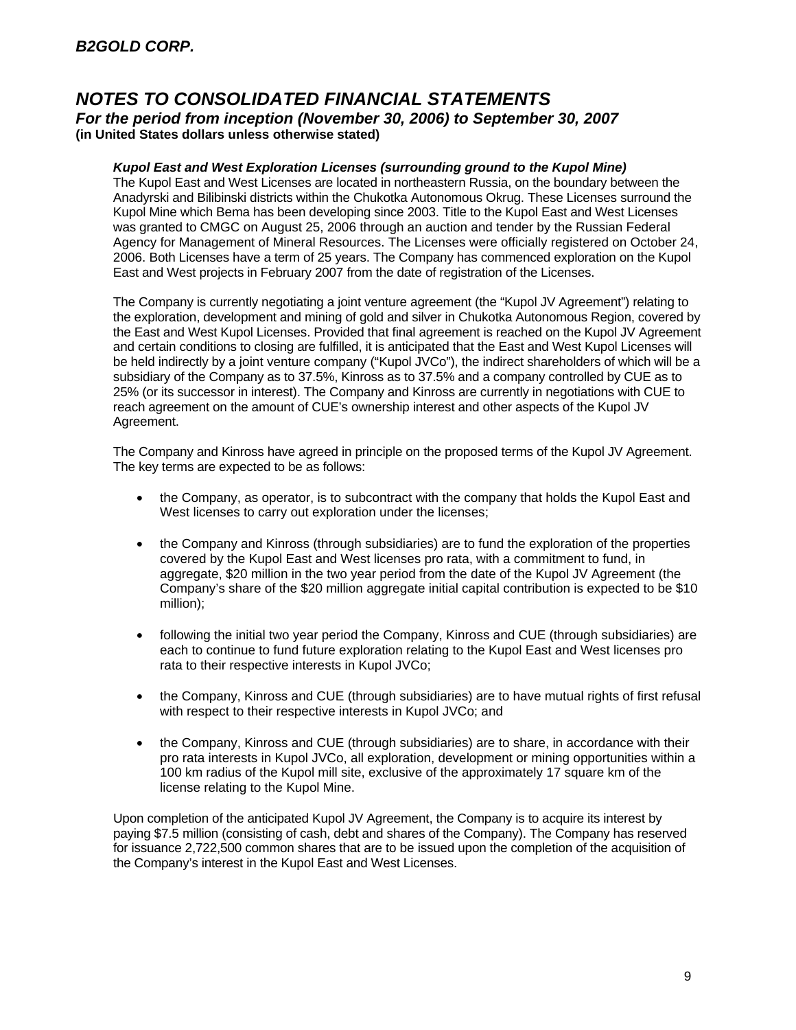### *Kupol East and West Exploration Licenses (surrounding ground to the Kupol Mine)*

The Kupol East and West Licenses are located in northeastern Russia, on the boundary between the Anadyrski and Bilibinski districts within the Chukotka Autonomous Okrug. These Licenses surround the Kupol Mine which Bema has been developing since 2003. Title to the Kupol East and West Licenses was granted to CMGC on August 25, 2006 through an auction and tender by the Russian Federal Agency for Management of Mineral Resources. The Licenses were officially registered on October 24, 2006. Both Licenses have a term of 25 years. The Company has commenced exploration on the Kupol East and West projects in February 2007 from the date of registration of the Licenses.

The Company is currently negotiating a joint venture agreement (the "Kupol JV Agreement") relating to the exploration, development and mining of gold and silver in Chukotka Autonomous Region, covered by the East and West Kupol Licenses. Provided that final agreement is reached on the Kupol JV Agreement and certain conditions to closing are fulfilled, it is anticipated that the East and West Kupol Licenses will be held indirectly by a joint venture company ("Kupol JVCo"), the indirect shareholders of which will be a subsidiary of the Company as to 37.5%, Kinross as to 37.5% and a company controlled by CUE as to 25% (or its successor in interest). The Company and Kinross are currently in negotiations with CUE to reach agreement on the amount of CUE's ownership interest and other aspects of the Kupol JV Agreement.

The Company and Kinross have agreed in principle on the proposed terms of the Kupol JV Agreement. The key terms are expected to be as follows:

- the Company, as operator, is to subcontract with the company that holds the Kupol East and West licenses to carry out exploration under the licenses;
- the Company and Kinross (through subsidiaries) are to fund the exploration of the properties covered by the Kupol East and West licenses pro rata, with a commitment to fund, in aggregate, $20 million in the two year period from the date of the Kupol JV Agreement (the Company's share of the $20 million aggregate initial capital contribution is expected to be $10 million);
- following the initial two year period the Company, Kinross and CUE (through subsidiaries) are each to continue to fund future exploration relating to the Kupol East and West licenses pro rata to their respective interests in Kupol JVCo;
- the Company, Kinross and CUE (through subsidiaries) are to have mutual rights of first refusal with respect to their respective interests in Kupol JVCo; and
- the Company, Kinross and CUE (through subsidiaries) are to share, in accordance with their pro rata interests in Kupol JVCo, all exploration, development or mining opportunities within a 100 km radius of the Kupol mill site, exclusive of the approximately 17 square km of the license relating to the Kupol Mine.

Upon completion of the anticipated Kupol JV Agreement, the Company is to acquire its interest by paying $7.5 million (consisting of cash, debt and shares of the Company). The Company has reserved for issuance 2,722,500 common shares that are to be issued upon the completion of the acquisition of the Company's interest in the Kupol East and West Licenses.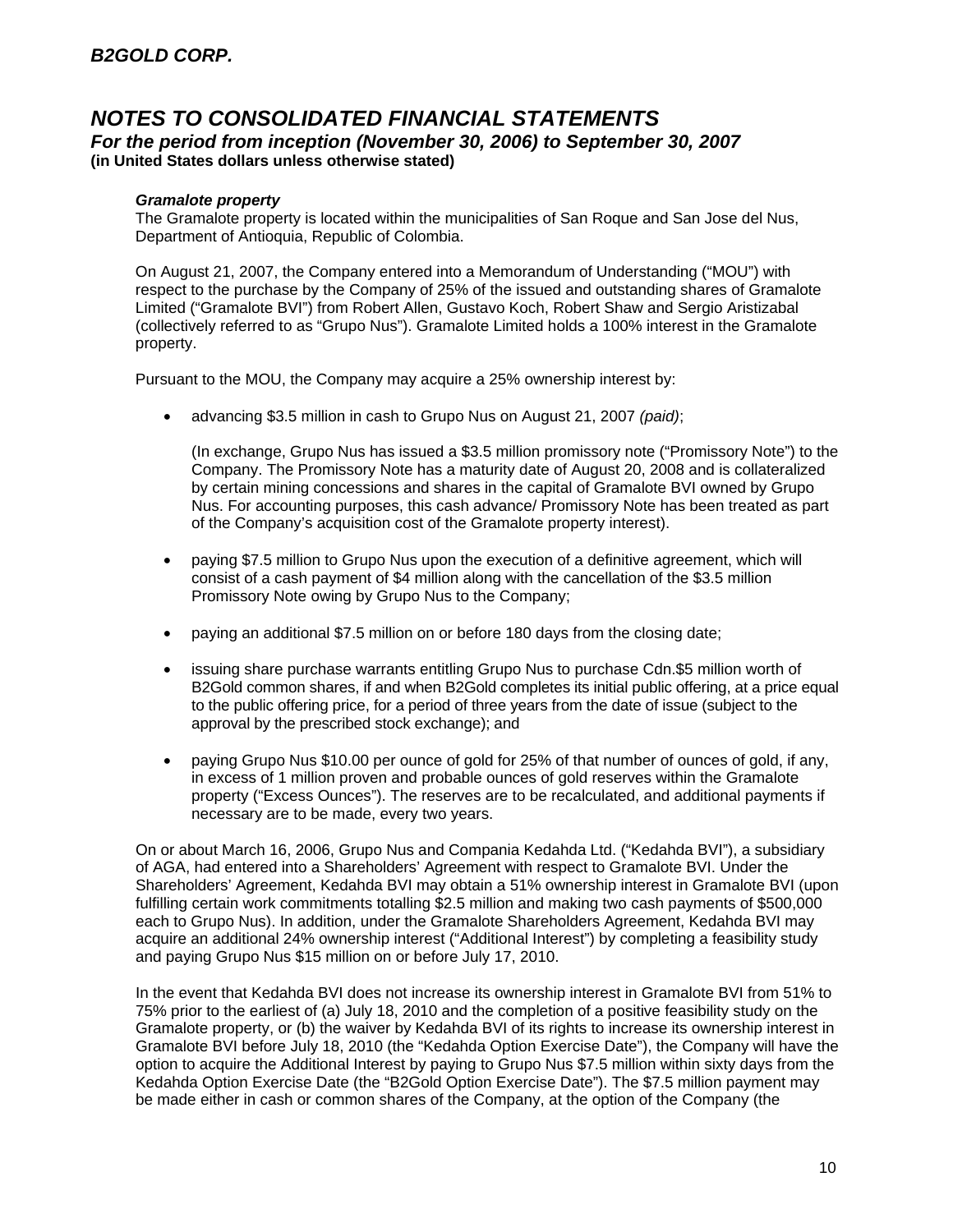### *Gramalote property*

The Gramalote property is located within the municipalities of San Roque and San Jose del Nus, Department of Antioquia, Republic of Colombia.

On August 21, 2007, the Company entered into a Memorandum of Understanding ("MOU") with respect to the purchase by the Company of 25% of the issued and outstanding shares of Gramalote Limited ("Gramalote BVI") from Robert Allen, Gustavo Koch, Robert Shaw and Sergio Aristizabal (collectively referred to as "Grupo Nus"). Gramalote Limited holds a 100% interest in the Gramalote property.

Pursuant to the MOU, the Company may acquire a 25% ownership interest by:

- advancing $3.5 million in cash to Grupo Nus on August 21, 2007 *(paid)*;

  (In exchange, Grupo Nus has issued a $3.5 million promissory note ("Promissory Note") to the Company. The Promissory Note has a maturity date of August 20, 2008 and is collateralized by certain mining concessions and shares in the capital of Gramalote BVI owned by Grupo Nus. For accounting purposes, this cash advance/ Promissory Note has been treated as part of the Company's acquisition cost of the Gramalote property interest).

- paying $7.5 million to Grupo Nus upon the execution of a definitive agreement, which will consist of a cash payment of $4 million along with the cancellation of the $3.5 million Promissory Note owing by Grupo Nus to the Company;

- paying an additional $7.5 million on or before 180 days from the closing date;

- issuing share purchase warrants entitling Grupo Nus to purchase Cdn.$5 million worth of B2Gold common shares, if and when B2Gold completes its initial public offering, at a price equal to the public offering price, for a period of three years from the date of issue (subject to the approval by the prescribed stock exchange); and

- paying Grupo Nus $10.00 per ounce of gold for 25% of that number of ounces of gold, if any, in excess of 1 million proven and probable ounces of gold reserves within the Gramalote property ("Excess Ounces"). The reserves are to be recalculated, and additional payments if necessary are to be made, every two years.

On or about March 16, 2006, Grupo Nus and Compania Kedahda Ltd. ("Kedahda BVI"), a subsidiary of AGA, had entered into a Shareholders' Agreement with respect to Gramalote BVI. Under the Shareholders' Agreement, Kedahda BVI may obtain a 51% ownership interest in Gramalote BVI (upon fulfilling certain work commitments totalling $2.5 million and making two cash payments of $500,000 each to Grupo Nus). In addition, under the Gramalote Shareholders Agreement, Kedahda BVI may acquire an additional 24% ownership interest ("Additional Interest") by completing a feasibility study and paying Grupo Nus $15 million on or before July 17, 2010.

In the event that Kedahda BVI does not increase its ownership interest in Gramalote BVI from 51% to 75% prior to the earliest of (a) July 18, 2010 and the completion of a positive feasibility study on the Gramalote property, or (b) the waiver by Kedahda BVI of its rights to increase its ownership interest in Gramalote BVI before July 18, 2010 (the "Kedahda Option Exercise Date"), the Company will have the option to acquire the Additional Interest by paying to Grupo Nus $7.5 million within sixty days from the Kedahda Option Exercise Date (the "B2Gold Option Exercise Date"). The $7.5 million payment may be made either in cash or common shares of the Company, at the option of the Company (the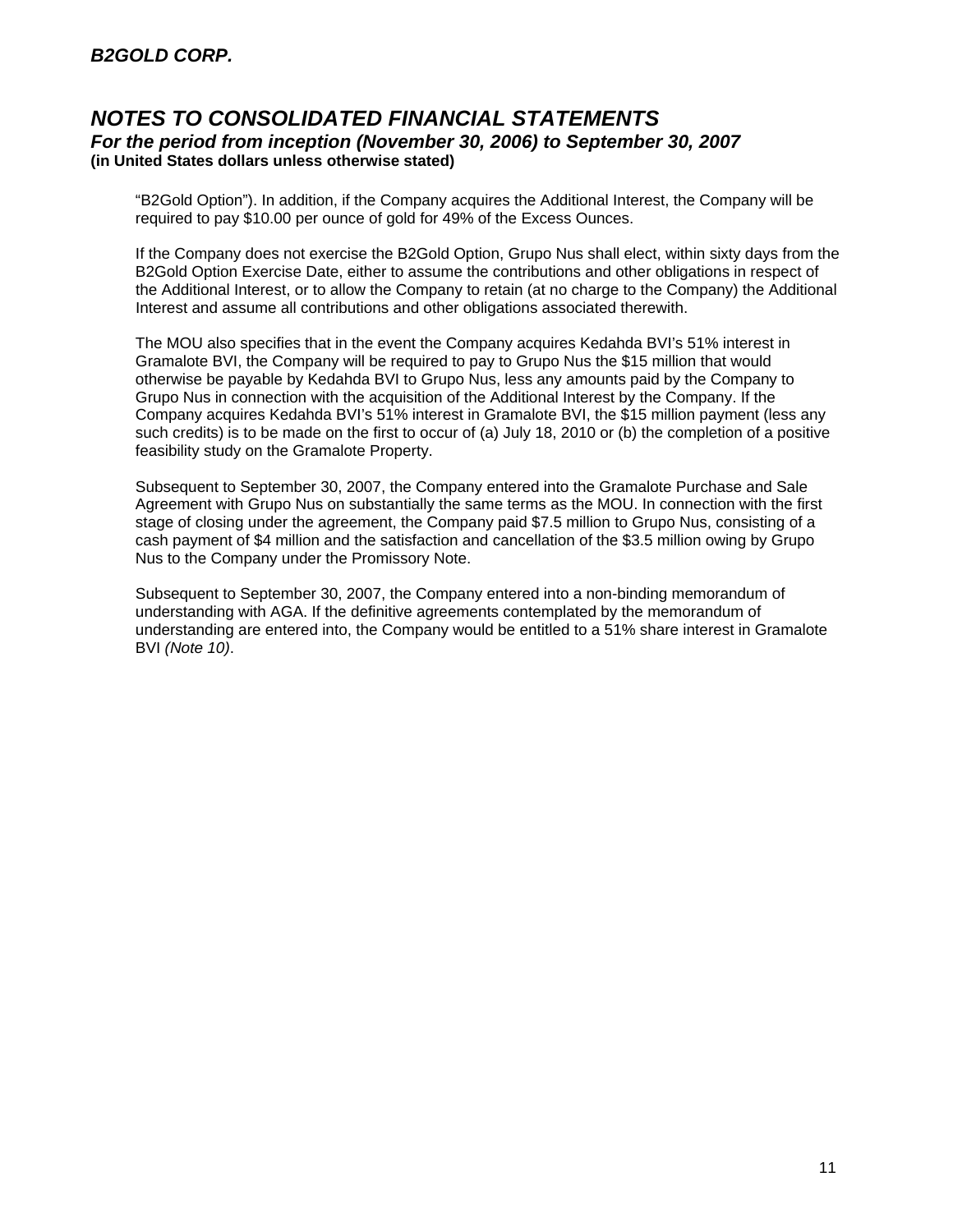"B2Gold Option"). In addition, if the Company acquires the Additional Interest, the Company will be required to pay $10.00 per ounce of gold for 49% of the Excess Ounces.

If the Company does not exercise the B2Gold Option, Grupo Nus shall elect, within sixty days from the B2Gold Option Exercise Date, either to assume the contributions and other obligations in respect of the Additional Interest, or to allow the Company to retain (at no charge to the Company) the Additional Interest and assume all contributions and other obligations associated therewith.

The MOU also specifies that in the event the Company acquires Kedahda BVI's 51% interest in Gramalote BVI, the Company will be required to pay to Grupo Nus the $15 million that would otherwise be payable by Kedahda BVI to Grupo Nus, less any amounts paid by the Company to Grupo Nus in connection with the acquisition of the Additional Interest by the Company. If the Company acquires Kedahda BVI's 51% interest in Gramalote BVI, the $15 million payment (less any such credits) is to be made on the first to occur of (a) July 18, 2010 or (b) the completion of a positive feasibility study on the Gramalote Property.

Subsequent to September 30, 2007, the Company entered into the Gramalote Purchase and Sale Agreement with Grupo Nus on substantially the same terms as the MOU. In connection with the first stage of closing under the agreement, the Company paid $7.5 million to Grupo Nus, consisting of a cash payment of $4 million and the satisfaction and cancellation of the $3.5 million owing by Grupo Nus to the Company under the Promissory Note.

Subsequent to September 30, 2007, the Company entered into a non-binding memorandum of understanding with AGA. If the definitive agreements contemplated by the memorandum of understanding are entered into, the Company would be entitled to a 51% share interest in Gramalote BVI *(Note 10)*.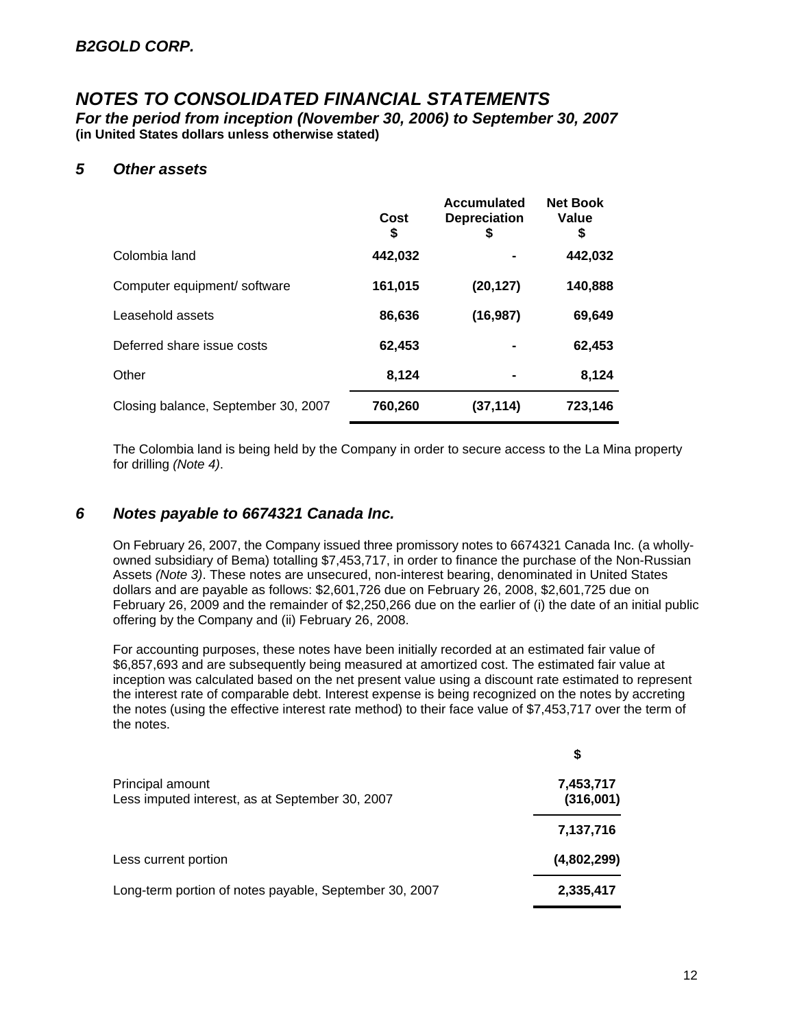*B2GOLD CORP.*

# *NOTES TO CONSOLIDATED FINANCIAL STATEMENTS*

***For the period from inception (November 30, 2006) to September 30, 2007***
**(in United States dollars unless otherwise stated)**

## *5 Other assets*

| | Cost $ | Accumulated Depreciation $ | Net Book Value $ |
|---|---|---|---|
| Colombia land | **442,032** | **-** | **442,032** |
| Computer equipment/ software | **161,015** | **(20,127)** | **140,888** |
| Leasehold assets | **86,636** | **(16,987)** | **69,649** |
| Deferred share issue costs | **62,453** | **-** | **62,453** |
| Other | **8,124** | **-** | **8,124** |
| Closing balance, September 30, 2007 | **760,260** | **(37,114)** | **723,146** |

The Colombia land is being held by the Company in order to secure access to the La Mina property for drilling *(Note 4)*.

## *6 Notes payable to 6674321 Canada Inc.*

On February 26, 2007, the Company issued three promissory notes to 6674321 Canada Inc. (a wholly-owned subsidiary of Bema) totalling $7,453,717, in order to finance the purchase of the Non-Russian Assets *(Note 3)*. These notes are unsecured, non-interest bearing, denominated in United States dollars and are payable as follows: $2,601,726 due on February 26, 2008, $2,601,725 due on February 26, 2009 and the remainder of $2,250,266 due on the earlier of (i) the date of an initial public offering by the Company and (ii) February 26, 2008.

For accounting purposes, these notes have been initially recorded at an estimated fair value of $6,857,693 and are subsequently being measured at amortized cost. The estimated fair value at inception was calculated based on the net present value using a discount rate estimated to represent the interest rate of comparable debt. Interest expense is being recognized on the notes by accreting the notes (using the effective interest rate method) to their face value of $7,453,717 over the term of the notes.

| | $ |
|---|---|
| Principal amount | **7,453,717** |
| Less imputed interest, as at September 30, 2007 | **(316,001)** |
| | **7,137,716** |
| Less current portion | **(4,802,299)** |
| Long-term portion of notes payable, September 30, 2007 | **2,335,417** |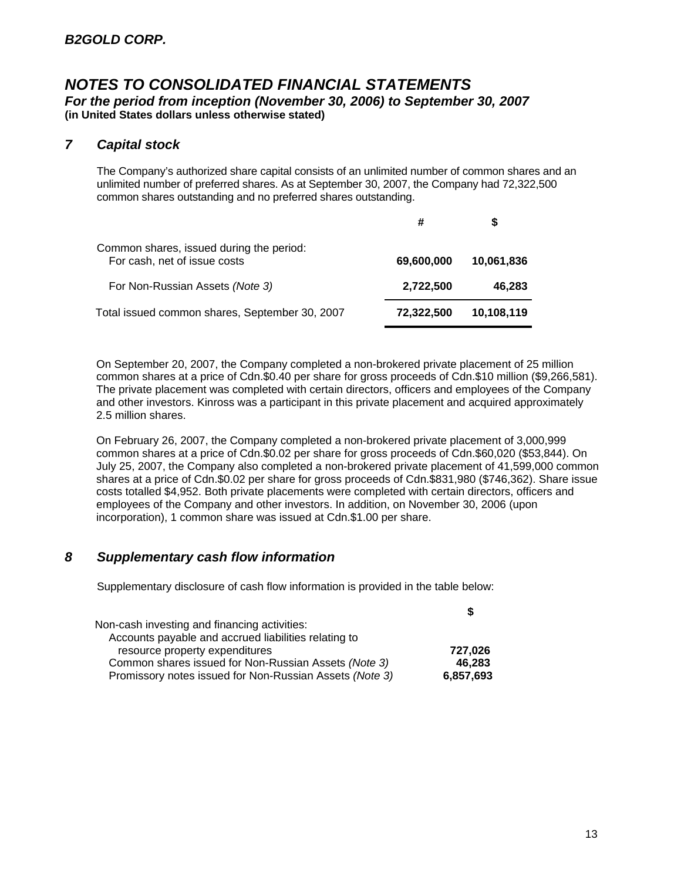## NOTES TO CONSOLIDATED FINANCIAL STATEMENTS

***For the period from inception (November 30, 2006) to September 30, 2007***

**(in United States dollars unless otherwise stated)**

### 7 Capital stock

The Company's authorized share capital consists of an unlimited number of common shares and an unlimited number of preferred shares. As at September 30, 2007, the Company had 72,322,500 common shares outstanding and no preferred shares outstanding.

| | # | $ |
|---|---|---|
| Common shares, issued during the period: | | |
| For cash, net of issue costs | **69,600,000** | **10,061,836** |
| For Non-Russian Assets *(Note 3)* | **2,722,500** | **46,283** |
| Total issued common shares, September 30, 2007 | **72,322,500** | **10,108,119** |

On September 20, 2007, the Company completed a non-brokered private placement of 25 million common shares at a price of Cdn.$0.40 per share for gross proceeds of Cdn.$10 million ($9,266,581). The private placement was completed with certain directors, officers and employees of the Company and other investors. Kinross was a participant in this private placement and acquired approximately 2.5 million shares.

On February 26, 2007, the Company completed a non-brokered private placement of 3,000,999 common shares at a price of Cdn.$0.02 per share for gross proceeds of Cdn.$60,020 ($53,844). On July 25, 2007, the Company also completed a non-brokered private placement of 41,599,000 common shares at a price of Cdn.$0.02 per share for gross proceeds of Cdn.$831,980 ($746,362). Share issue costs totalled $4,952. Both private placements were completed with certain directors, officers and employees of the Company and other investors. In addition, on November 30, 2006 (upon incorporation), 1 common share was issued at Cdn.$1.00 per share.

### 8 Supplementary cash flow information

Supplementary disclosure of cash flow information is provided in the table below:

| | $ |
|---|---|
| Non-cash investing and financing activities: | |
| Accounts payable and accrued liabilities relating to resource property expenditures | **727,026** |
| Common shares issued for Non-Russian Assets *(Note 3)* | **46,283** |
| Promissory notes issued for Non-Russian Assets *(Note 3)* | **6,857,693** |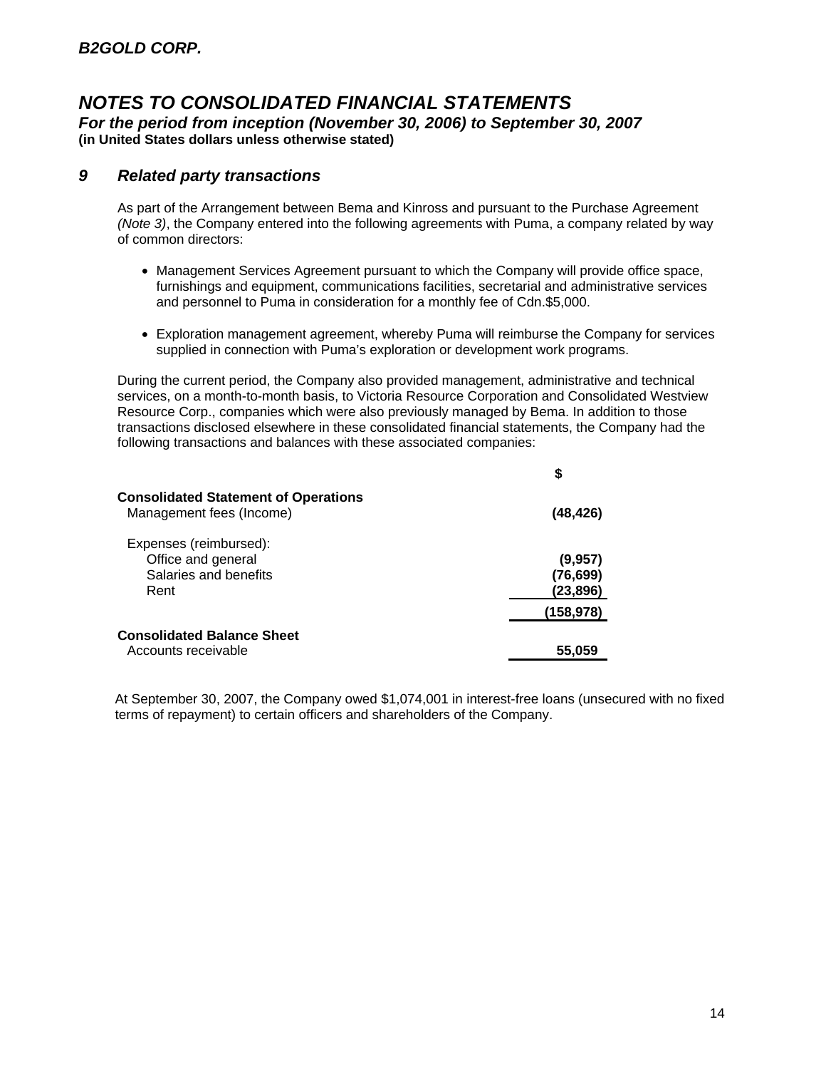# *NOTES TO CONSOLIDATED FINANCIAL STATEMENTS*

***For the period from inception (November 30, 2006) to September 30, 2007***

**(in United States dollars unless otherwise stated)**

## *9 Related party transactions*

As part of the Arrangement between Bema and Kinross and pursuant to the Purchase Agreement *(Note 3)*, the Company entered into the following agreements with Puma, a company related by way of common directors:

- Management Services Agreement pursuant to which the Company will provide office space, furnishings and equipment, communications facilities, secretarial and administrative services and personnel to Puma in consideration for a monthly fee of Cdn.$5,000.
- Exploration management agreement, whereby Puma will reimburse the Company for services supplied in connection with Puma's exploration or development work programs.

During the current period, the Company also provided management, administrative and technical services, on a month-to-month basis, to Victoria Resource Corporation and Consolidated Westview Resource Corp., companies which were also previously managed by Bema. In addition to those transactions disclosed elsewhere in these consolidated financial statements, the Company had the following transactions and balances with these associated companies:

| | $ |
|---|---|
| **Consolidated Statement of Operations** | |
| Management fees (Income) | **(48,426)** |
| Expenses (reimbursed): | |
| Office and general | **(9,957)** |
| Salaries and benefits | **(76,699)** |
| Rent | **(23,896)** |
| | **(158,978)** |
| **Consolidated Balance Sheet** | |
| Accounts receivable | **55,059** |

At September 30, 2007, the Company owed $1,074,001 in interest-free loans (unsecured with no fixed terms of repayment) to certain officers and shareholders of the Company.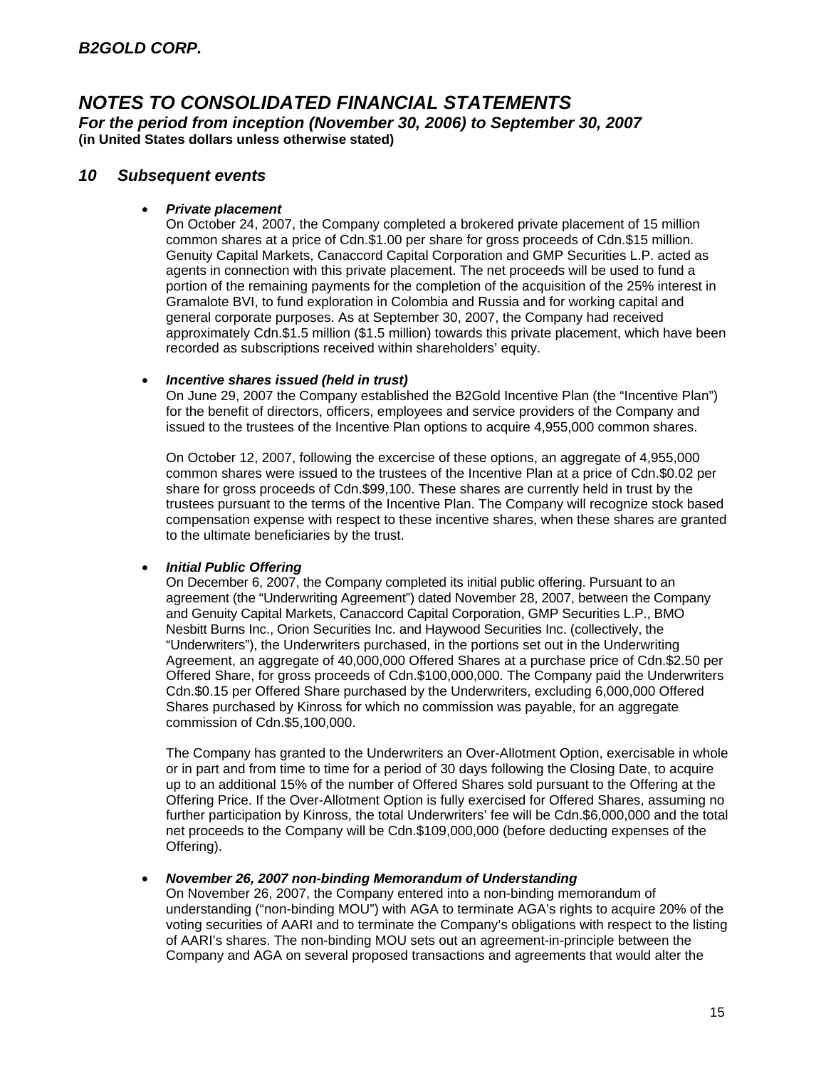## 10 Subsequent events

- ***Private placement***
  On October 24, 2007, the Company completed a brokered private placement of 15 million common shares at a price of Cdn.$1.00 per share for gross proceeds of Cdn.$15 million. Genuity Capital Markets, Canaccord Capital Corporation and GMP Securities L.P. acted as agents in connection with this private placement. The net proceeds will be used to fund a portion of the remaining payments for the completion of the acquisition of the 25% interest in Gramalote BVI, to fund exploration in Colombia and Russia and for working capital and general corporate purposes. As at September 30, 2007, the Company had received approximately Cdn.$1.5 million ($1.5 million) towards this private placement, which have been recorded as subscriptions received within shareholders' equity.

- ***Incentive shares issued (held in trust)***
  On June 29, 2007 the Company established the B2Gold Incentive Plan (the "Incentive Plan") for the benefit of directors, officers, employees and service providers of the Company and issued to the trustees of the Incentive Plan options to acquire 4,955,000 common shares.

  On October 12, 2007, following the excercise of these options, an aggregate of 4,955,000 common shares were issued to the trustees of the Incentive Plan at a price of Cdn.$0.02 per share for gross proceeds of Cdn.$99,100. These shares are currently held in trust by the trustees pursuant to the terms of the Incentive Plan. The Company will recognize stock based compensation expense with respect to these incentive shares, when these shares are granted to the ultimate beneficiaries by the trust.

- ***Initial Public Offering***
  On December 6, 2007, the Company completed its initial public offering. Pursuant to an agreement (the "Underwriting Agreement") dated November 28, 2007, between the Company and Genuity Capital Markets, Canaccord Capital Corporation, GMP Securities L.P., BMO Nesbitt Burns Inc., Orion Securities Inc. and Haywood Securities Inc. (collectively, the "Underwriters"), the Underwriters purchased, in the portions set out in the Underwriting Agreement, an aggregate of 40,000,000 Offered Shares at a purchase price of Cdn.$2.50 per Offered Share, for gross proceeds of Cdn.$100,000,000. The Company paid the Underwriters Cdn.$0.15 per Offered Share purchased by the Underwriters, excluding 6,000,000 Offered Shares purchased by Kinross for which no commission was payable, for an aggregate commission of Cdn.$5,100,000.

  The Company has granted to the Underwriters an Over-Allotment Option, exercisable in whole or in part and from time to time for a period of 30 days following the Closing Date, to acquire up to an additional 15% of the number of Offered Shares sold pursuant to the Offering at the Offering Price. If the Over-Allotment Option is fully exercised for Offered Shares, assuming no further participation by Kinross, the total Underwriters' fee will be Cdn.$6,000,000 and the total net proceeds to the Company will be Cdn.$109,000,000 (before deducting expenses of the Offering).

- ***November 26, 2007 non-binding Memorandum of Understanding***
  On November 26, 2007, the Company entered into a non-binding memorandum of understanding ("non-binding MOU") with AGA to terminate AGA's rights to acquire 20% of the voting securities of AARI and to terminate the Company's obligations with respect to the listing of AARI's shares. The non-binding MOU sets out an agreement-in-principle between the Company and AGA on several proposed transactions and agreements that would alter the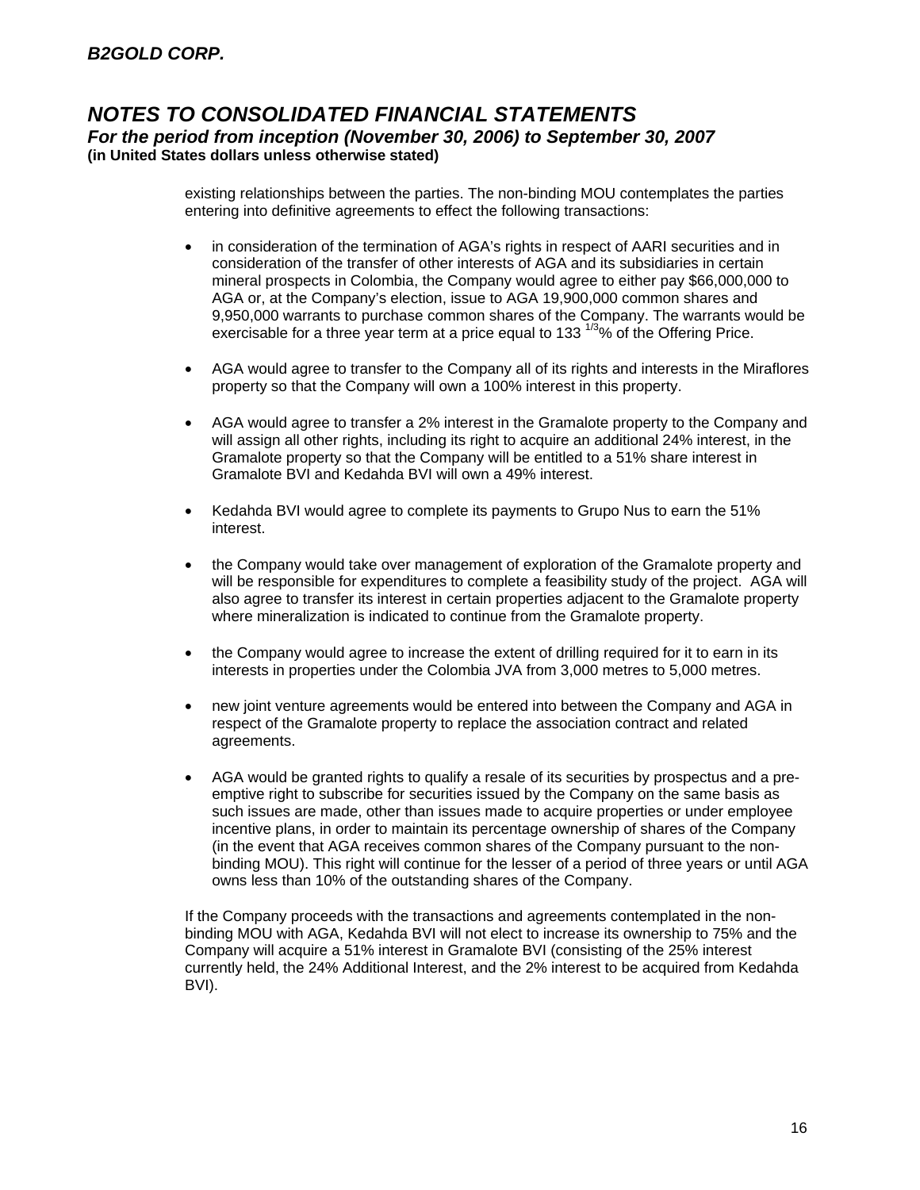existing relationships between the parties. The non-binding MOU contemplates the parties entering into definitive agreements to effect the following transactions:

- in consideration of the termination of AGA's rights in respect of AARI securities and in consideration of the transfer of other interests of AGA and its subsidiaries in certain mineral prospects in Colombia, the Company would agree to either pay $66,000,000 to AGA or, at the Company's election, issue to AGA 19,900,000 common shares and 9,950,000 warrants to purchase common shares of the Company. The warrants would be exercisable for a three year term at a price equal to 133 $^{1/3}$% of the Offering Price.

- AGA would agree to transfer to the Company all of its rights and interests in the Miraflores property so that the Company will own a 100% interest in this property.

- AGA would agree to transfer a 2% interest in the Gramalote property to the Company and will assign all other rights, including its right to acquire an additional 24% interest, in the Gramalote property so that the Company will be entitled to a 51% share interest in Gramalote BVI and Kedahda BVI will own a 49% interest.

- Kedahda BVI would agree to complete its payments to Grupo Nus to earn the 51% interest.

- the Company would take over management of exploration of the Gramalote property and will be responsible for expenditures to complete a feasibility study of the project. AGA will also agree to transfer its interest in certain properties adjacent to the Gramalote property where mineralization is indicated to continue from the Gramalote property.

- the Company would agree to increase the extent of drilling required for it to earn in its interests in properties under the Colombia JVA from 3,000 metres to 5,000 metres.

- new joint venture agreements would be entered into between the Company and AGA in respect of the Gramalote property to replace the association contract and related agreements.

- AGA would be granted rights to qualify a resale of its securities by prospectus and a pre-emptive right to subscribe for securities issued by the Company on the same basis as such issues are made, other than issues made to acquire properties or under employee incentive plans, in order to maintain its percentage ownership of shares of the Company (in the event that AGA receives common shares of the Company pursuant to the non-binding MOU). This right will continue for the lesser of a period of three years or until AGA owns less than 10% of the outstanding shares of the Company.

If the Company proceeds with the transactions and agreements contemplated in the non-binding MOU with AGA, Kedahda BVI will not elect to increase its ownership to 75% and the Company will acquire a 51% interest in Gramalote BVI (consisting of the 25% interest currently held, the 24% Additional Interest, and the 2% interest to be acquired from Kedahda BVI).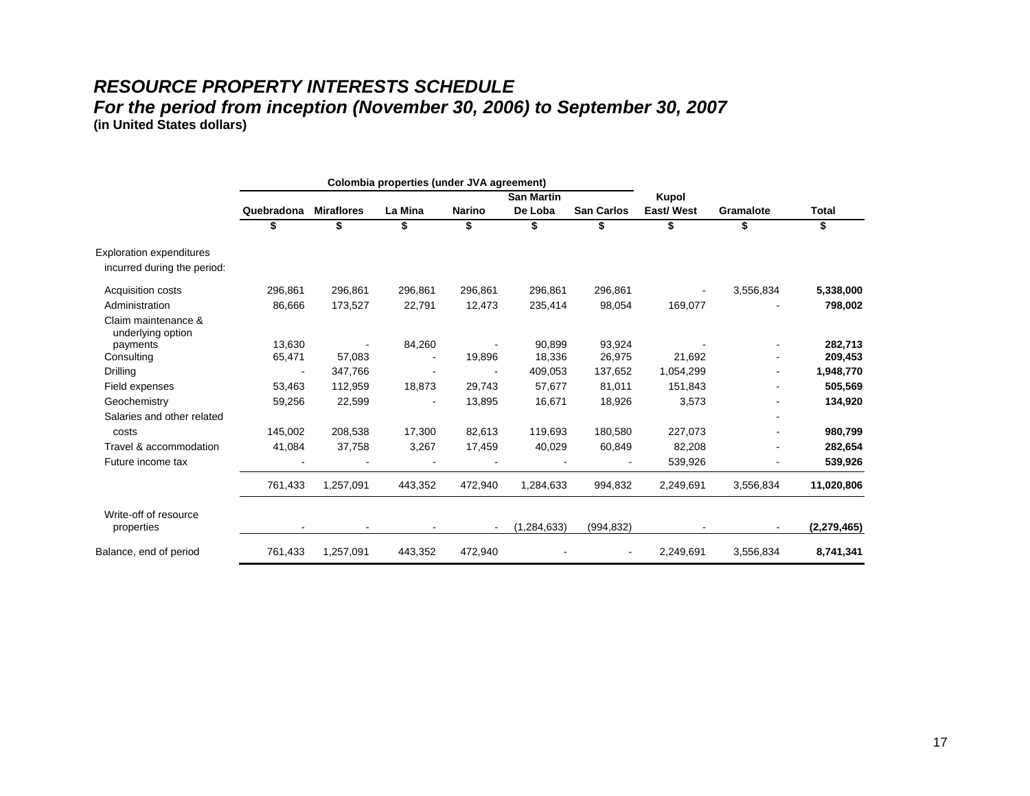# *RESOURCE PROPERTY INTERESTS SCHEDULE*
## *For the period from inception (November 30, 2006) to September 30, 2007*
**(in United States dollars)**

| | Colombia properties (under JVA agreement) | | | | | | | | |
|---|---|---|---|---|---|---|---|---|---|
| | Quebradona | Miraflores | La Mina | Narino | San Martin De Loba | San Carlos | Kupol East/ West | Gramalote | Total |
| | $ | $ | $ | $ | $ | $ | $ | $ | $ |
| Exploration expenditures incurred during the period: | | | | | | | | | |
| Acquisition costs | 296,861 | 296,861 | 296,861 | 296,861 | 296,861 | 296,861 | - | 3,556,834 | **5,338,000** |
| Administration | 86,666 | 173,527 | 22,791 | 12,473 | 235,414 | 98,054 | 169,077 | - | **798,002** |
| Claim maintenance & underlying option payments | 13,630 | - | 84,260 | - | 90,899 | 93,924 | - | - | **282,713** |
| Consulting | 65,471 | 57,083 | - | 19,896 | 18,336 | 26,975 | 21,692 | - | **209,453** |
| Drilling | - | 347,766 | - | - | 409,053 | 137,652 | 1,054,299 | - | **1,948,770** |
| Field expenses | 53,463 | 112,959 | 18,873 | 29,743 | 57,677 | 81,011 | 151,843 | - | **505,569** |
| Geochemistry | 59,256 | 22,599 | - | 13,895 | 16,671 | 18,926 | 3,573 | - | **134,920** |
| Salaries and other related costs | 145,002 | 208,538 | 17,300 | 82,613 | 119,693 | 180,580 | 227,073 | - | **980,799** |
| Travel & accommodation | 41,084 | 37,758 | 3,267 | 17,459 | 40,029 | 60,849 | 82,208 | - | **282,654** |
| Future income tax | - | - | - | - | - | - | 539,926 | - | **539,926** |
| | 761,433 | 1,257,091 | 443,352 | 472,940 | 1,284,633 | 994,832 | 2,249,691 | 3,556,834 | **11,020,806** |
| Write-off of resource properties | - | - | - | - | (1,284,633) | (994,832) | - | - | **(2,279,465)** |
| Balance, end of period | 761,433 | 1,257,091 | 443,352 | 472,940 | - | - | 2,249,691 | 3,556,834 | **8,741,341** |